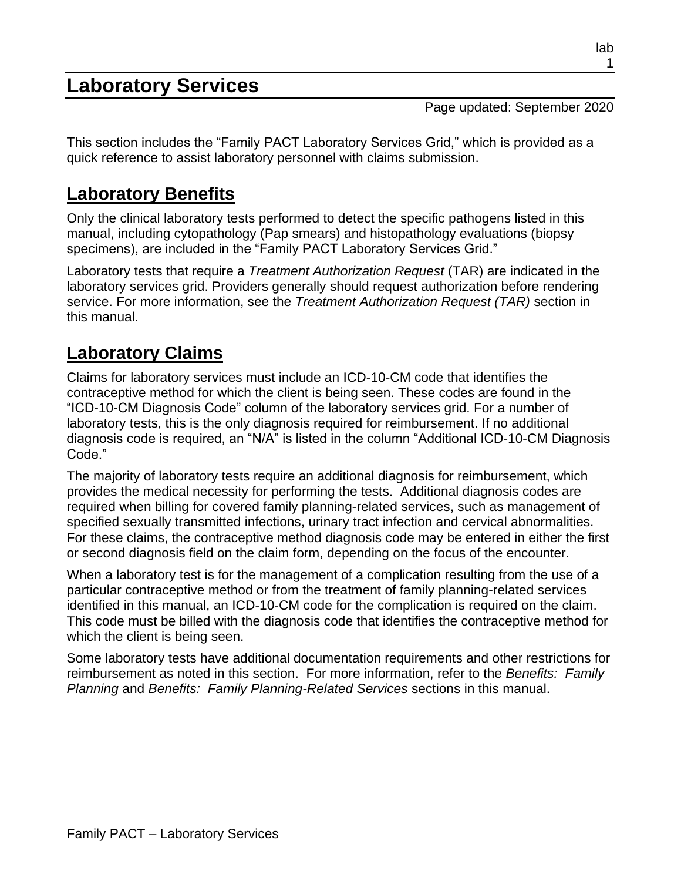# Laboratory Services

Page updated: September 2020

This section includes the "Family PACT Laboratory Services Grid," which is provided as a quick reference to assist laboratory personnel with claims submission.

## Laboratory Benefits

Only the clinical laboratory tests performed to detect the specific pathogens listed in this manual, including cytopathology (Pap smears) and histopathology evaluations (biopsy specimens), are included in the "Family PACT Laboratory Services Grid."

Laboratory tests that require a *Treatment Authorization Request* (TAR) are indicated in the laboratory services grid. Providers generally should request authorization before rendering service. For more information, see the *Treatment Authorization Request (TAR)* section in this manual.

## Laboratory Claims

Claims for laboratory services must include an ICD-10-CM code that identifies the contraceptive method for which the client is being seen. These codes are found in the "ICD-10-CM Diagnosis Code" column of the laboratory services grid. For a number of laboratory tests, this is the only diagnosis required for reimbursement. If no additional diagnosis code is required, an "N/A" is listed in the column "Additional ICD-10-CM Diagnosis Code."

The majority of laboratory tests require an additional diagnosis for reimbursement, which provides the medical necessity for performing the tests. Additional diagnosis codes are required when billing for covered family planning-related services, such as management of specified sexually transmitted infections, urinary tract infection and cervical abnormalities. For these claims, the contraceptive method diagnosis code may be entered in either the first or second diagnosis field on the claim form, depending on the focus of the encounter.

When a laboratory test is for the management of a complication resulting from the use of a particular contraceptive method or from the treatment of family planning-related services identified in this manual, an ICD-10-CM code for the complication is required on the claim. This code must be billed with the diagnosis code that identifies the contraceptive method for which the client is being seen.

Some laboratory tests have additional documentation requirements and other restrictions for reimbursement as noted in this section. For more information, refer to the *Benefits: Family Planning* and *Benefits: Family Planning-Related Services* sections in this manual.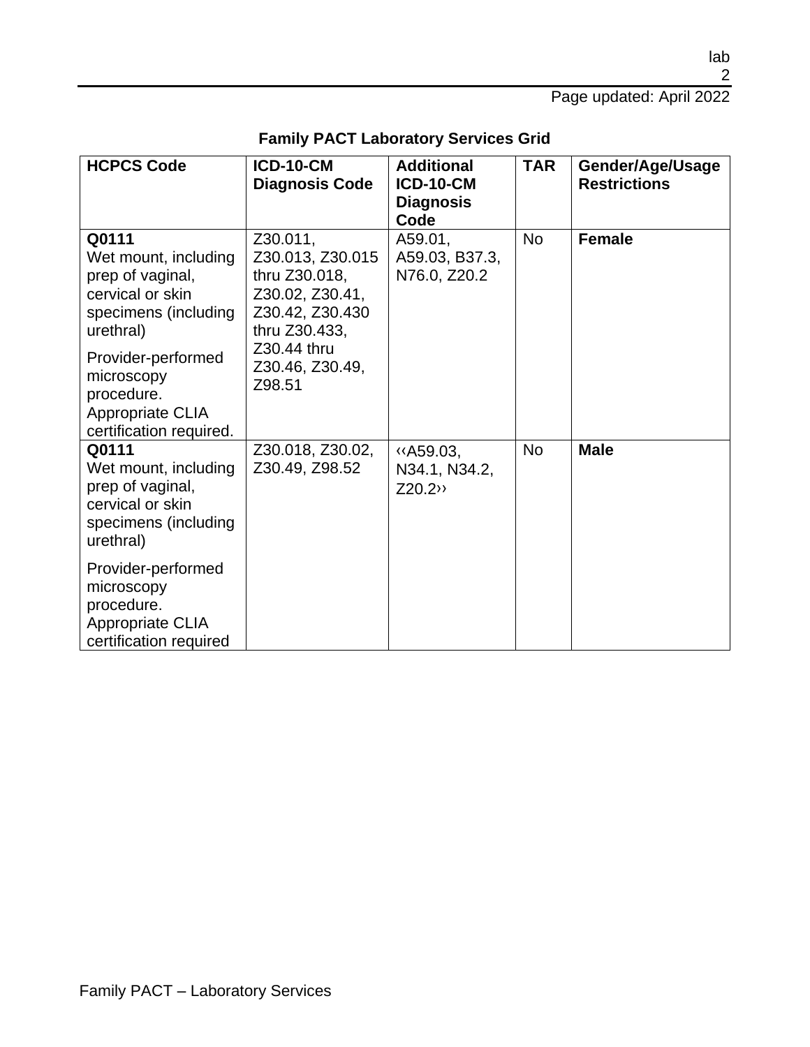**Family PACT Laboratory Services Grid**

| HCPCS Code | ICD-10-CM Diagnosis Code | Additional ICD-10-CM Diagnosis Code | TAR | Gender/Age/Usage Restrictions |
|---|---|---|---|---|
| **Q0111** Wet mount, including prep of vaginal, cervical or skin specimens (including urethral)<br><br>Provider-performed microscopy procedure. Appropriate CLIA certification required. | Z30.011, Z30.013, Z30.015 thru Z30.018, Z30.02, Z30.41, Z30.42, Z30.430 thru Z30.433, Z30.44 thru Z30.46, Z30.49, Z98.51 | A59.01, A59.03, B37.3, N76.0, Z20.2 | No | **Female** |
| **Q0111** Wet mount, including prep of vaginal, cervical or skin specimens (including urethral)<br><br>Provider-performed microscopy procedure. Appropriate CLIA certification required | Z30.018, Z30.02, Z30.49, Z98.52 | ‹‹A59.03, N34.1, N34.2, Z20.2›› | No | **Male** |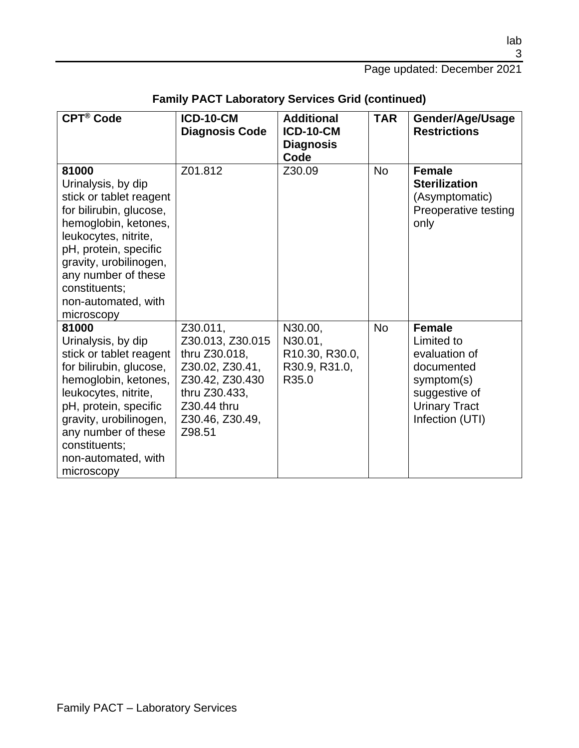**Family PACT Laboratory Services Grid (continued)**

| CPT® Code | ICD-10-CM Diagnosis Code | Additional ICD-10-CM Diagnosis Code | TAR | Gender/Age/Usage Restrictions |
|---|---|---|---|---|
| **81000** Urinalysis, by dip stick or tablet reagent for bilirubin, glucose, hemoglobin, ketones, leukocytes, nitrite, pH, protein, specific gravity, urobilinogen, any number of these constituents; non-automated, with microscopy | Z01.812 | Z30.09 | No | **Female Sterilization** (Asymptomatic) Preoperative testing only |
| **81000** Urinalysis, by dip stick or tablet reagent for bilirubin, glucose, hemoglobin, ketones, leukocytes, nitrite, pH, protein, specific gravity, urobilinogen, any number of these constituents; non-automated, with microscopy | Z30.011, Z30.013, Z30.015 thru Z30.018, Z30.02, Z30.41, Z30.42, Z30.430 thru Z30.433, Z30.44 thru Z30.46, Z30.49, Z98.51 | N30.00, N30.01, R10.30, R30.0, R30.9, R31.0, R35.0 | No | **Female** Limited to evaluation of documented symptom(s) suggestive of Urinary Tract Infection (UTI) |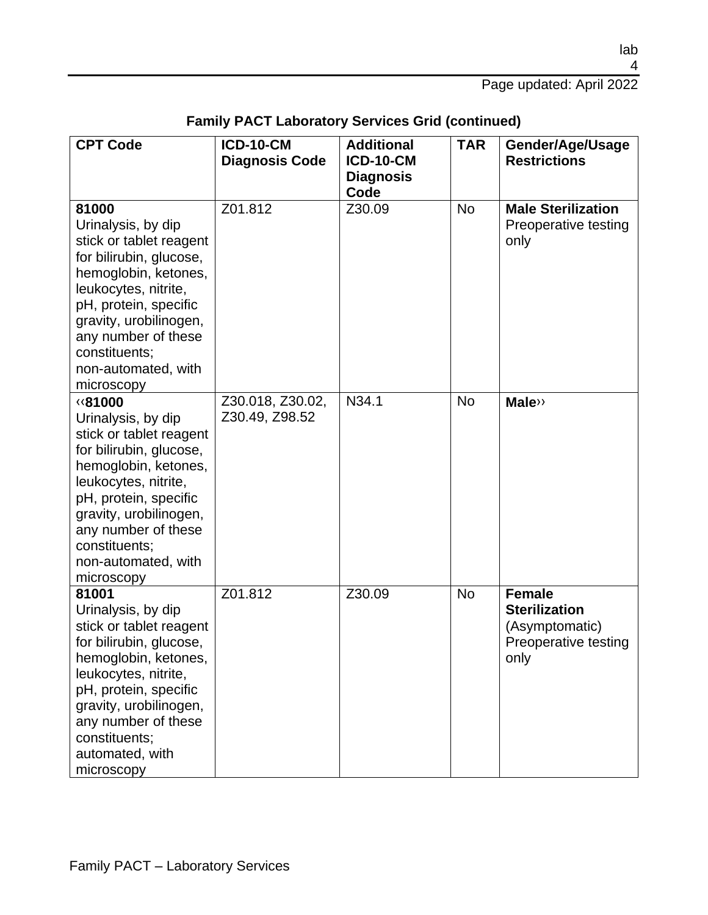## Family PACT Laboratory Services Grid (continued)

| CPT Code | ICD-10-CM Diagnosis Code | Additional ICD-10-CM Diagnosis Code | TAR | Gender/Age/Usage Restrictions |
|---|---|---|---|---|
| **81000** Urinalysis, by dip stick or tablet reagent for bilirubin, glucose, hemoglobin, ketones, leukocytes, nitrite, pH, protein, specific gravity, urobilinogen, any number of these constituents; non-automated, with microscopy | Z01.812 | Z30.09 | No | **Male Sterilization** Preoperative testing only |
| ‹‹**81000** Urinalysis, by dip stick or tablet reagent for bilirubin, glucose, hemoglobin, ketones, leukocytes, nitrite, pH, protein, specific gravity, urobilinogen, any number of these constituents; non-automated, with microscopy | Z30.018, Z30.02, Z30.49, Z98.52 | N34.1 | No | **Male**›› |
| **81001** Urinalysis, by dip stick or tablet reagent for bilirubin, glucose, hemoglobin, ketones, leukocytes, nitrite, pH, protein, specific gravity, urobilinogen, any number of these constituents; automated, with microscopy | Z01.812 | Z30.09 | No | **Female Sterilization** (Asymptomatic) Preoperative testing only |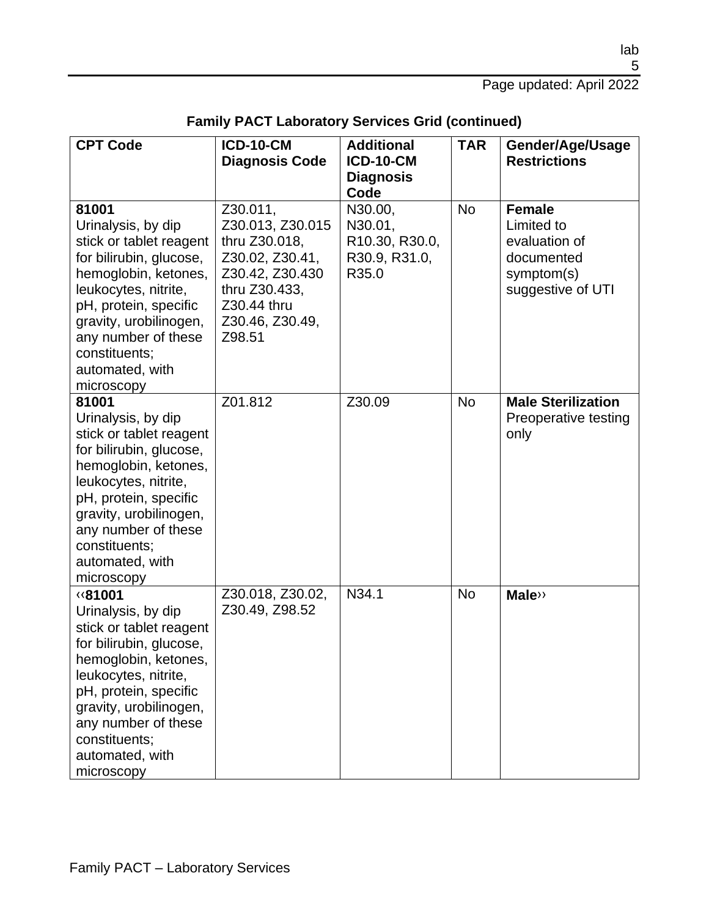**Family PACT Laboratory Services Grid (continued)**

| CPT Code | ICD-10-CM Diagnosis Code | Additional ICD-10-CM Diagnosis Code | TAR | Gender/Age/Usage Restrictions |
|---|---|---|---|---|
| **81001** Urinalysis, by dip stick or tablet reagent for bilirubin, glucose, hemoglobin, ketones, leukocytes, nitrite, pH, protein, specific gravity, urobilinogen, any number of these constituents; automated, with microscopy | Z30.011, Z30.013, Z30.015 thru Z30.018, Z30.02, Z30.41, Z30.42, Z30.430 thru Z30.433, Z30.44 thru Z30.46, Z30.49, Z98.51 | N30.00, N30.01, R10.30, R30.0, R30.9, R31.0, R35.0 | No | **Female** Limited to evaluation of documented symptom(s) suggestive of UTI |
| **81001** Urinalysis, by dip stick or tablet reagent for bilirubin, glucose, hemoglobin, ketones, leukocytes, nitrite, pH, protein, specific gravity, urobilinogen, any number of these constituents; automated, with microscopy | Z01.812 | Z30.09 | No | **Male Sterilization** Preoperative testing only |
| ‹‹**81001** Urinalysis, by dip stick or tablet reagent for bilirubin, glucose, hemoglobin, ketones, leukocytes, nitrite, pH, protein, specific gravity, urobilinogen, any number of these constituents; automated, with microscopy | Z30.018, Z30.02, Z30.49, Z98.52 | N34.1 | No | **Male**›› |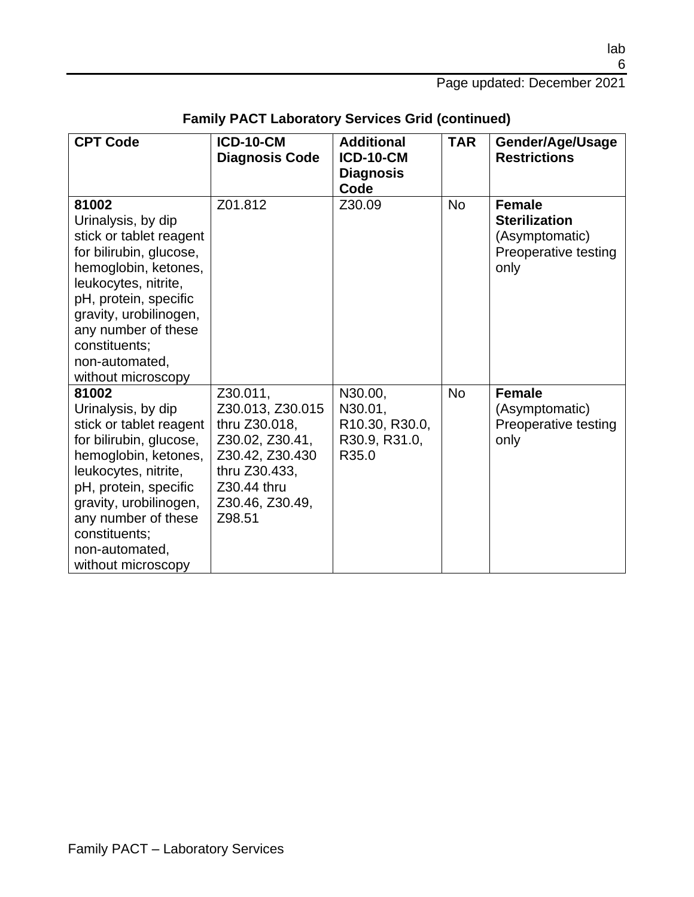## Family PACT Laboratory Services Grid (continued)

| CPT Code | ICD-10-CM Diagnosis Code | Additional ICD-10-CM Diagnosis Code | TAR | Gender/Age/Usage Restrictions |
|---|---|---|---|---|
| **81002** Urinalysis, by dip stick or tablet reagent for bilirubin, glucose, hemoglobin, ketones, leukocytes, nitrite, pH, protein, specific gravity, urobilinogen, any number of these constituents; non-automated, without microscopy | Z01.812 | Z30.09 | No | **Female Sterilization** (Asymptomatic) Preoperative testing only |
| **81002** Urinalysis, by dip stick or tablet reagent for bilirubin, glucose, hemoglobin, ketones, leukocytes, nitrite, pH, protein, specific gravity, urobilinogen, any number of these constituents; non-automated, without microscopy | Z30.011, Z30.013, Z30.015 thru Z30.018, Z30.02, Z30.41, Z30.42, Z30.430 thru Z30.433, Z30.44 thru Z30.46, Z30.49, Z98.51 | N30.00, N30.01, R10.30, R30.0, R30.9, R31.0, R35.0 | No | **Female** (Asymptomatic) Preoperative testing only |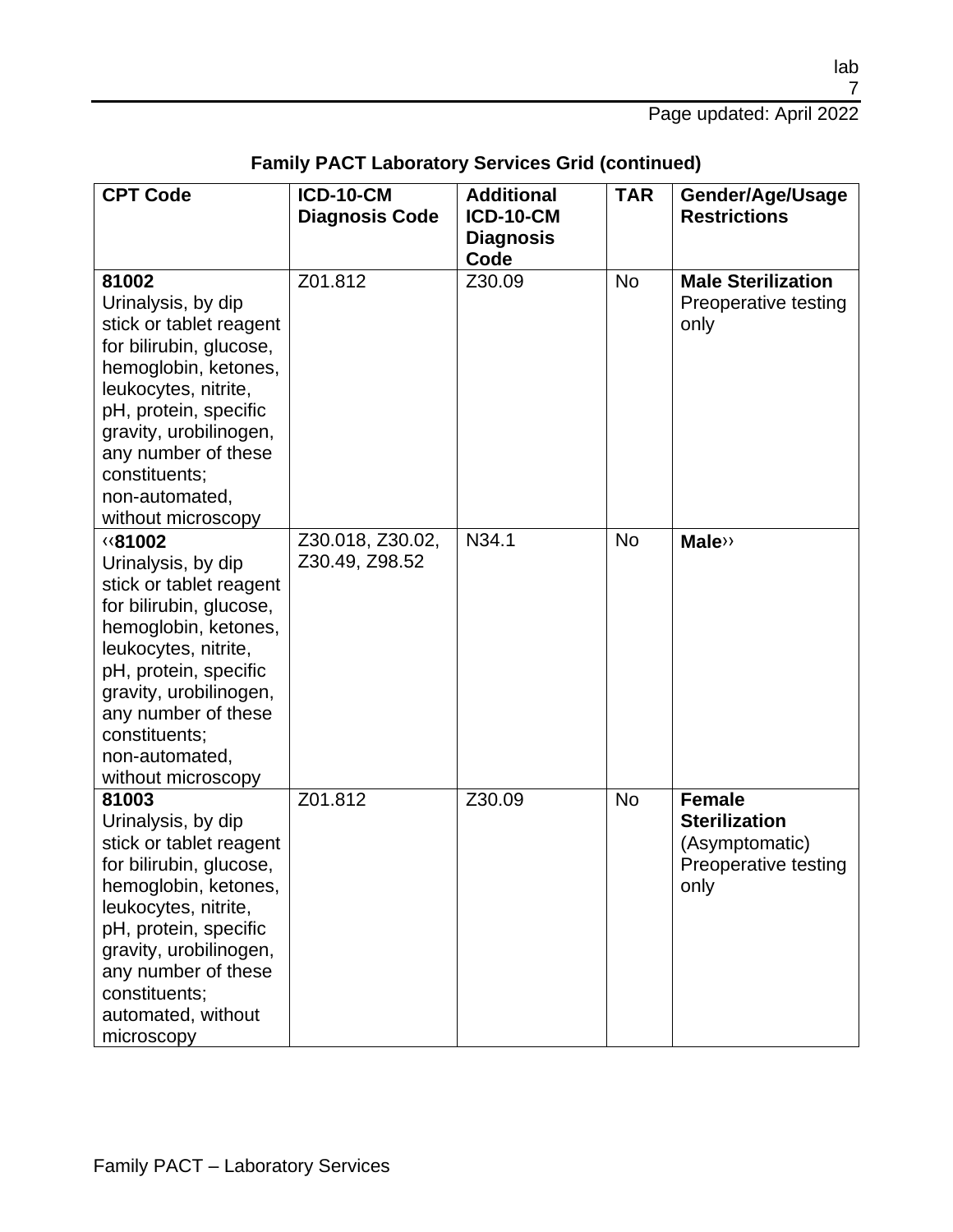**Family PACT Laboratory Services Grid (continued)**

| CPT Code | ICD-10-CM Diagnosis Code | Additional ICD-10-CM Diagnosis Code | TAR | Gender/Age/Usage Restrictions |
| --- | --- | --- | --- | --- |
| **81002** Urinalysis, by dip stick or tablet reagent for bilirubin, glucose, hemoglobin, ketones, leukocytes, nitrite, pH, protein, specific gravity, urobilinogen, any number of these constituents; non-automated, without microscopy | Z01.812 | Z30.09 | No | **Male Sterilization** Preoperative testing only |
| ‹‹**81002** Urinalysis, by dip stick or tablet reagent for bilirubin, glucose, hemoglobin, ketones, leukocytes, nitrite, pH, protein, specific gravity, urobilinogen, any number of these constituents; non-automated, without microscopy | Z30.018, Z30.02, Z30.49, Z98.52 | N34.1 | No | **Male**›› |
| **81003** Urinalysis, by dip stick or tablet reagent for bilirubin, glucose, hemoglobin, ketones, leukocytes, nitrite, pH, protein, specific gravity, urobilinogen, any number of these constituents; automated, without microscopy | Z01.812 | Z30.09 | No | **Female Sterilization** (Asymptomatic) Preoperative testing only |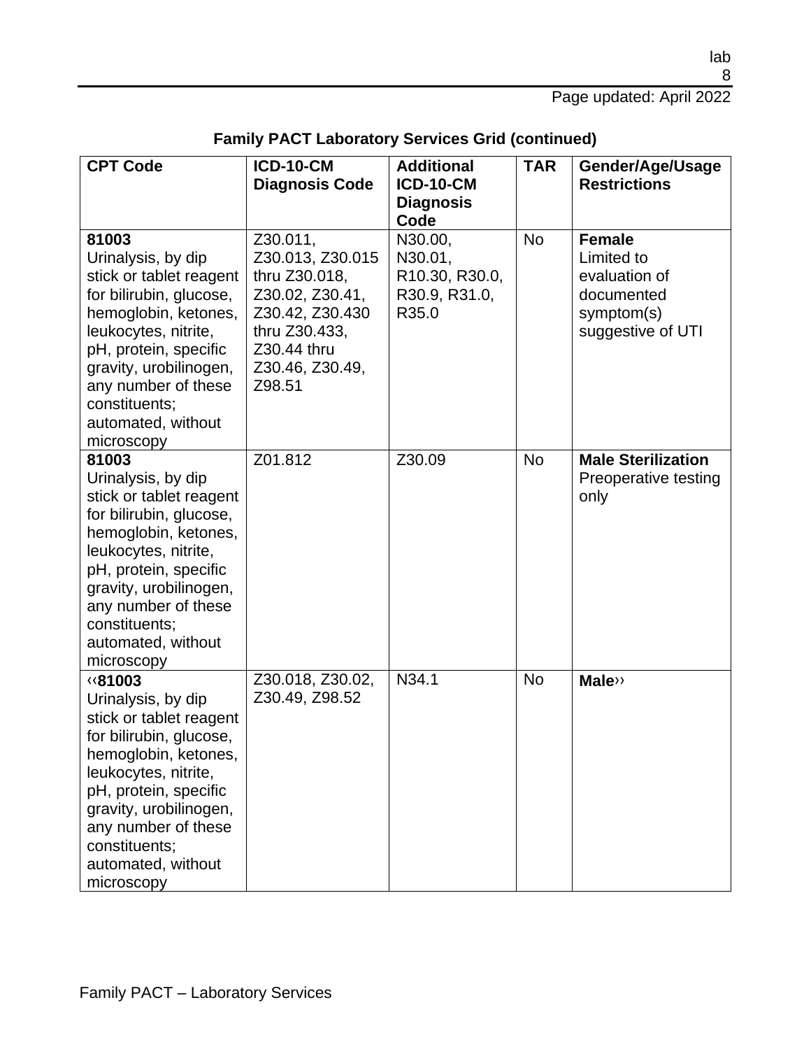**Family PACT Laboratory Services Grid (continued)**

| CPT Code | ICD-10-CM Diagnosis Code | Additional ICD-10-CM Diagnosis Code | TAR | Gender/Age/Usage Restrictions |
|---|---|---|---|---|
| **81003** Urinalysis, by dip stick or tablet reagent for bilirubin, glucose, hemoglobin, ketones, leukocytes, nitrite, pH, protein, specific gravity, urobilinogen, any number of these constituents; automated, without microscopy | Z30.011, Z30.013, Z30.015 thru Z30.018, Z30.02, Z30.41, Z30.42, Z30.430 thru Z30.433, Z30.44 thru Z30.46, Z30.49, Z98.51 | N30.00, N30.01, R10.30, R30.0, R30.9, R31.0, R35.0 | No | **Female** Limited to evaluation of documented symptom(s) suggestive of UTI |
| **81003** Urinalysis, by dip stick or tablet reagent for bilirubin, glucose, hemoglobin, ketones, leukocytes, nitrite, pH, protein, specific gravity, urobilinogen, any number of these constituents; automated, without microscopy | Z01.812 | Z30.09 | No | **Male Sterilization** Preoperative testing only |
| ‹‹**81003** Urinalysis, by dip stick or tablet reagent for bilirubin, glucose, hemoglobin, ketones, leukocytes, nitrite, pH, protein, specific gravity, urobilinogen, any number of these constituents; automated, without microscopy | Z30.018, Z30.02, Z30.49, Z98.52 | N34.1 | No | **Male**›› |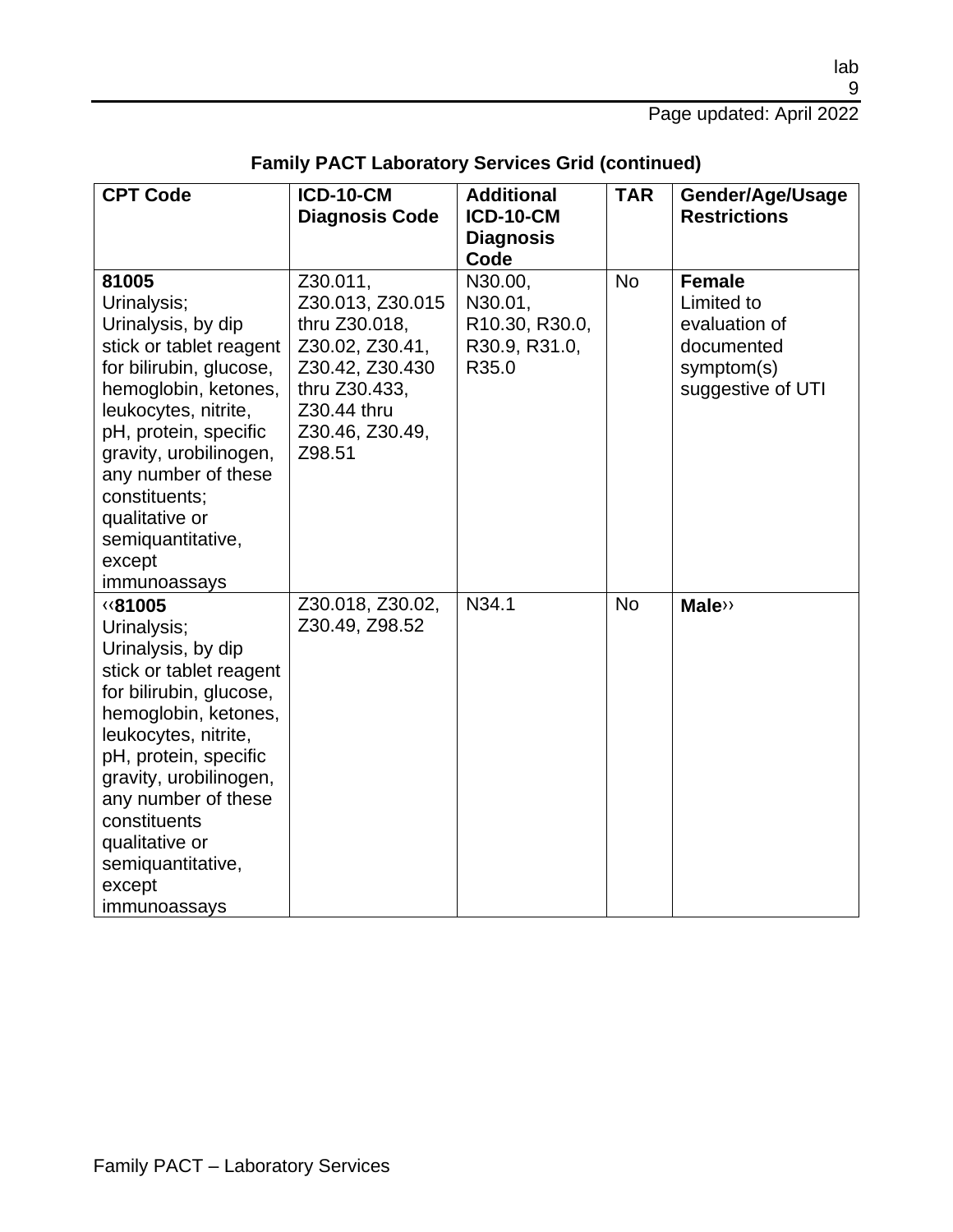**Family PACT Laboratory Services Grid (continued)**

| CPT Code | ICD-10-CM Diagnosis Code | Additional ICD-10-CM Diagnosis Code | TAR | Gender/Age/Usage Restrictions |
|---|---|---|---|---|
| **81005** Urinalysis; Urinalysis, by dip stick or tablet reagent for bilirubin, glucose, hemoglobin, ketones, leukocytes, nitrite, pH, protein, specific gravity, urobilinogen, any number of these constituents; qualitative or semiquantitative, except immunoassays | Z30.011, Z30.013, Z30.015 thru Z30.018, Z30.02, Z30.41, Z30.42, Z30.430 thru Z30.433, Z30.44 thru Z30.46, Z30.49, Z98.51 | N30.00, N30.01, R10.30, R30.0, R30.9, R31.0, R35.0 | No | **Female** Limited to evaluation of documented symptom(s) suggestive of UTI |
| ‹‹**81005** Urinalysis; Urinalysis, by dip stick or tablet reagent for bilirubin, glucose, hemoglobin, ketones, leukocytes, nitrite, pH, protein, specific gravity, urobilinogen, any number of these constituents qualitative or semiquantitative, except immunoassays | Z30.018, Z30.02, Z30.49, Z98.52 | N34.1 | No | **Male**›› |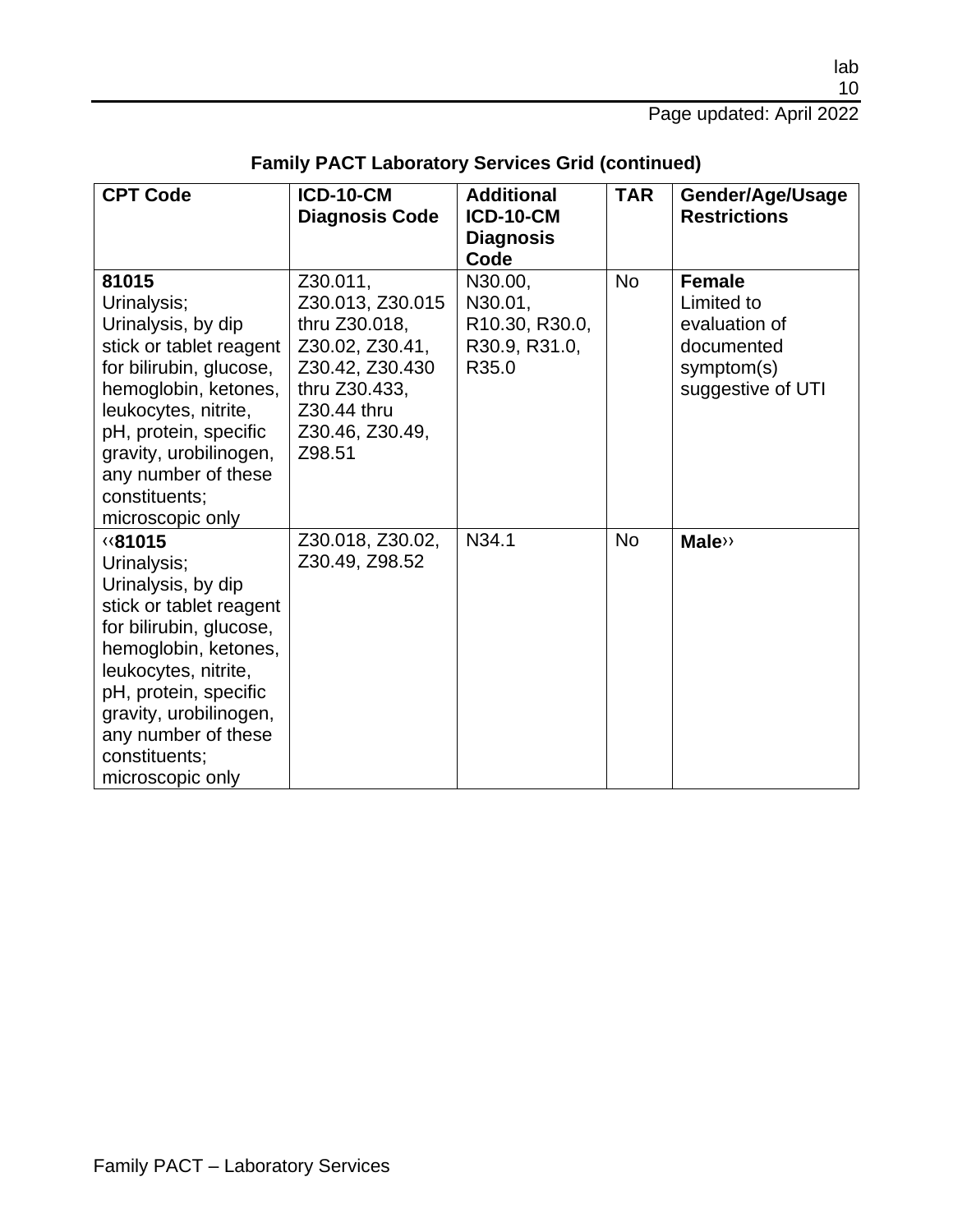**Family PACT Laboratory Services Grid (continued)**

| CPT Code | ICD-10-CM Diagnosis Code | Additional ICD-10-CM Diagnosis Code | TAR | Gender/Age/Usage Restrictions |
|---|---|---|---|---|
| **81015** Urinalysis; Urinalysis, by dip stick or tablet reagent for bilirubin, glucose, hemoglobin, ketones, leukocytes, nitrite, pH, protein, specific gravity, urobilinogen, any number of these constituents; microscopic only | Z30.011, Z30.013, Z30.015 thru Z30.018, Z30.02, Z30.41, Z30.42, Z30.430 thru Z30.433, Z30.44 thru Z30.46, Z30.49, Z98.51 | N30.00, N30.01, R10.30, R30.0, R30.9, R31.0, R35.0 | No | **Female** Limited to evaluation of documented symptom(s) suggestive of UTI |
| ‹‹**81015** Urinalysis; Urinalysis, by dip stick or tablet reagent for bilirubin, glucose, hemoglobin, ketones, leukocytes, nitrite, pH, protein, specific gravity, urobilinogen, any number of these constituents; microscopic only | Z30.018, Z30.02, Z30.49, Z98.52 | N34.1 | No | **Male**›› |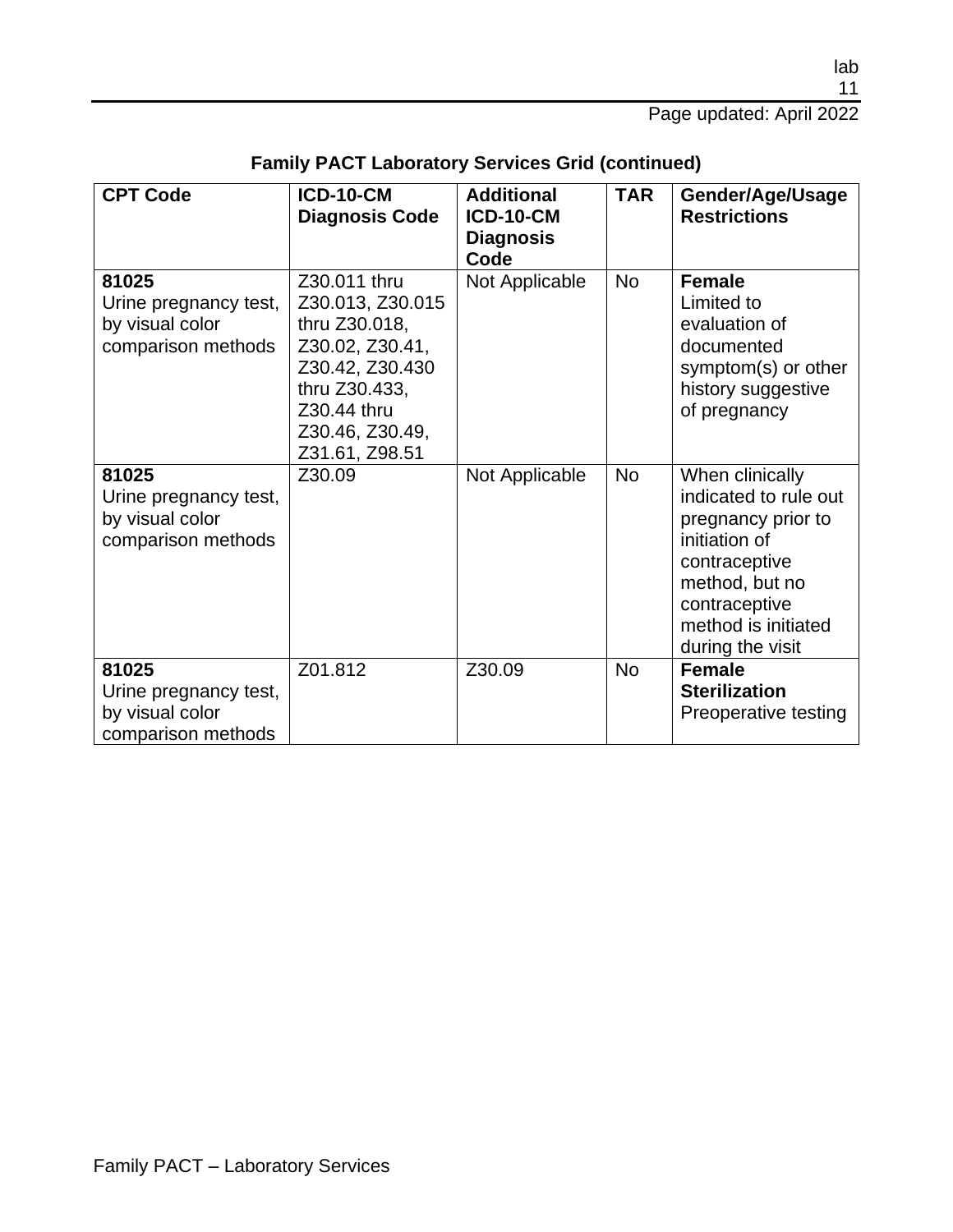**Family PACT Laboratory Services Grid (continued)**

| CPT Code | ICD-10-CM Diagnosis Code | Additional ICD-10-CM Diagnosis Code | TAR | Gender/Age/Usage Restrictions |
|---|---|---|---|---|
| **81025** Urine pregnancy test, by visual color comparison methods | Z30.011 thru Z30.013, Z30.015 thru Z30.018, Z30.02, Z30.41, Z30.42, Z30.430 thru Z30.433, Z30.44 thru Z30.46, Z30.49, Z31.61, Z98.51 | Not Applicable | No | **Female** Limited to evaluation of documented symptom(s) or other history suggestive of pregnancy |
| **81025** Urine pregnancy test, by visual color comparison methods | Z30.09 | Not Applicable | No | When clinically indicated to rule out pregnancy prior to initiation of contraceptive method, but no contraceptive method is initiated during the visit |
| **81025** Urine pregnancy test, by visual color comparison methods | Z01.812 | Z30.09 | No | **Female Sterilization** Preoperative testing |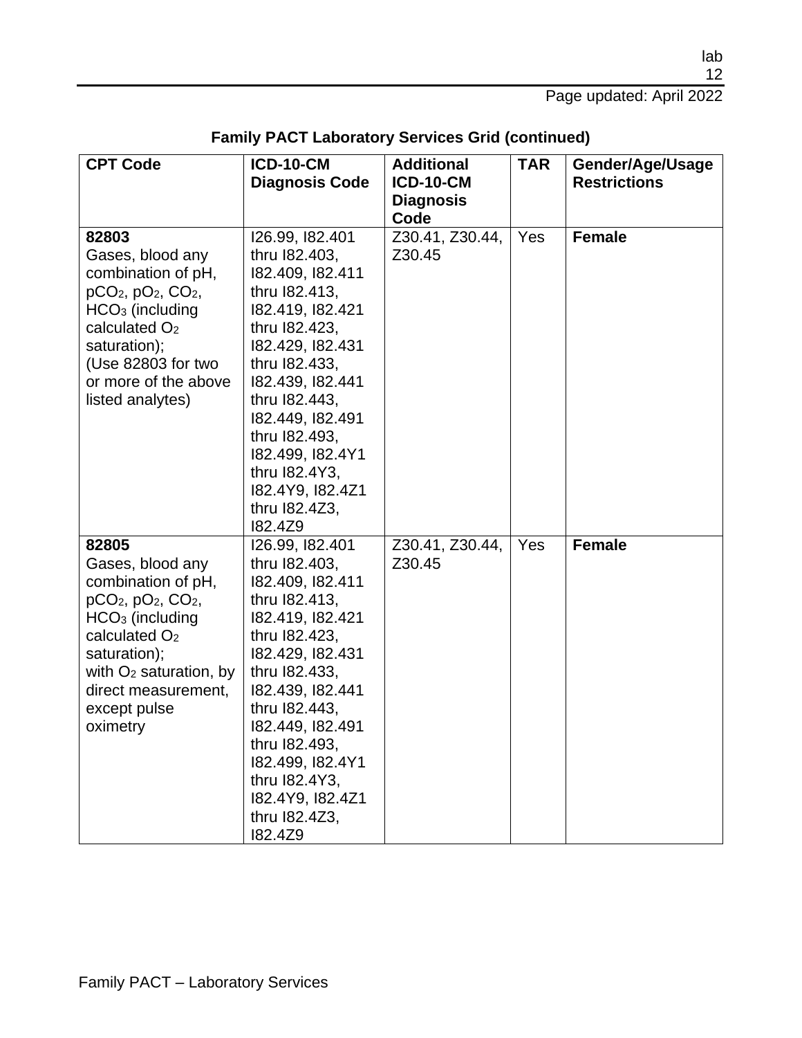**Family PACT Laboratory Services Grid (continued)**

| CPT Code | ICD-10-CM Diagnosis Code | Additional ICD-10-CM Diagnosis Code | TAR | Gender/Age/Usage Restrictions |
|---|---|---|---|---|
| **82803** Gases, blood any combination of pH, $pCO_2$, $pO_2$, $CO_2$, $HCO_3$ (including calculated $O_2$ saturation); (Use 82803 for two or more of the above listed analytes) | I26.99, I82.401 thru I82.403, I82.409, I82.411 thru I82.413, I82.419, I82.421 thru I82.423, I82.429, I82.431 thru I82.433, I82.439, I82.441 thru I82.443, I82.449, I82.491 thru I82.493, I82.499, I82.4Y1 thru I82.4Y3, I82.4Y9, I82.4Z1 thru I82.4Z3, I82.4Z9 | Z30.41, Z30.44, Z30.45 | Yes | **Female** |
| **82805** Gases, blood any combination of pH, $pCO_2$, $pO_2$, $CO_2$, $HCO_3$ (including calculated $O_2$ saturation); with $O_2$ saturation, by direct measurement, except pulse oximetry | I26.99, I82.401 thru I82.403, I82.409, I82.411 thru I82.413, I82.419, I82.421 thru I82.423, I82.429, I82.431 thru I82.433, I82.439, I82.441 thru I82.443, I82.449, I82.491 thru I82.493, I82.499, I82.4Y1 thru I82.4Y3, I82.4Y9, I82.4Z1 thru I82.4Z3, I82.4Z9 | Z30.41, Z30.44, Z30.45 | Yes | **Female** |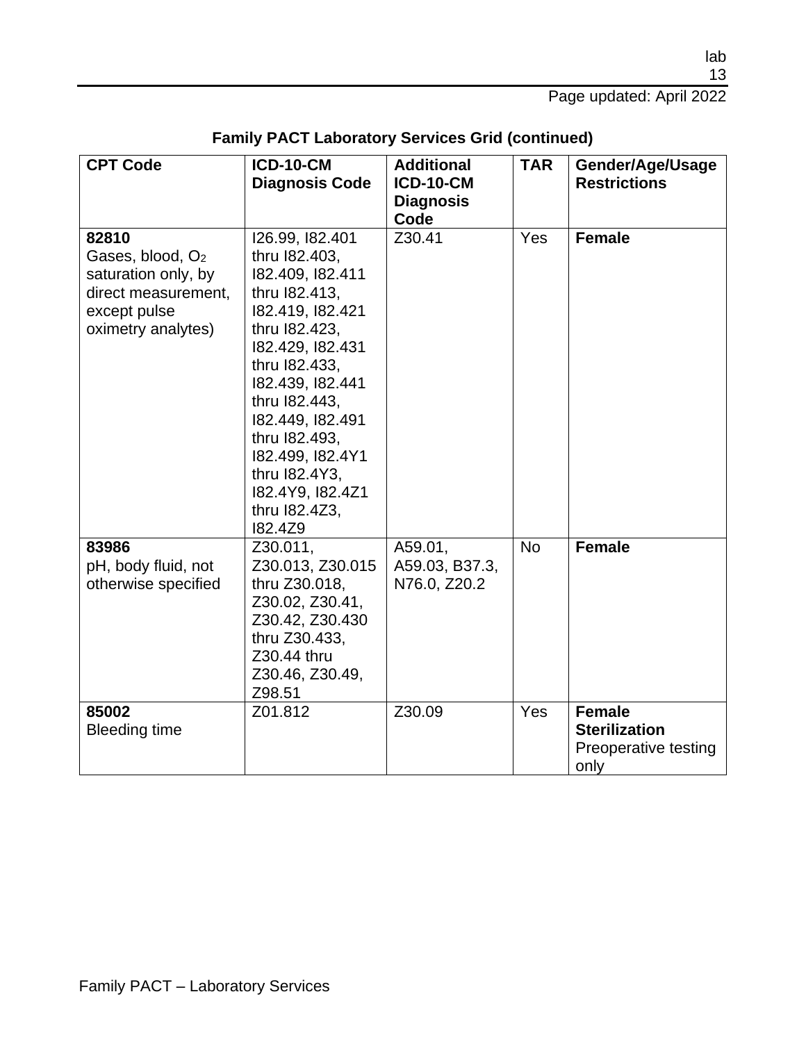## Family PACT Laboratory Services Grid (continued)

| CPT Code | ICD-10-CM Diagnosis Code | Additional ICD-10-CM Diagnosis Code | TAR | Gender/Age/Usage Restrictions |
|---|---|---|---|---|
| **82810** Gases, blood, $O_2$ saturation only, by direct measurement, except pulse oximetry analytes) | I26.99, I82.401 thru I82.403, I82.409, I82.411 thru I82.413, I82.419, I82.421 thru I82.423, I82.429, I82.431 thru I82.433, I82.439, I82.441 thru I82.443, I82.449, I82.491 thru I82.493, I82.499, I82.4Y1 thru I82.4Y3, I82.4Y9, I82.4Z1 thru I82.4Z3, I82.4Z9 | Z30.41 | Yes | **Female** |
| **83986** pH, body fluid, not otherwise specified | Z30.011, Z30.013, Z30.015 thru Z30.018, Z30.02, Z30.41, Z30.42, Z30.430 thru Z30.433, Z30.44 thru Z30.46, Z30.49, Z98.51 | A59.01, A59.03, B37.3, N76.0, Z20.2 | No | **Female** |
| **85002** Bleeding time | Z01.812 | Z30.09 | Yes | **Female** **Sterilization** Preoperative testing only |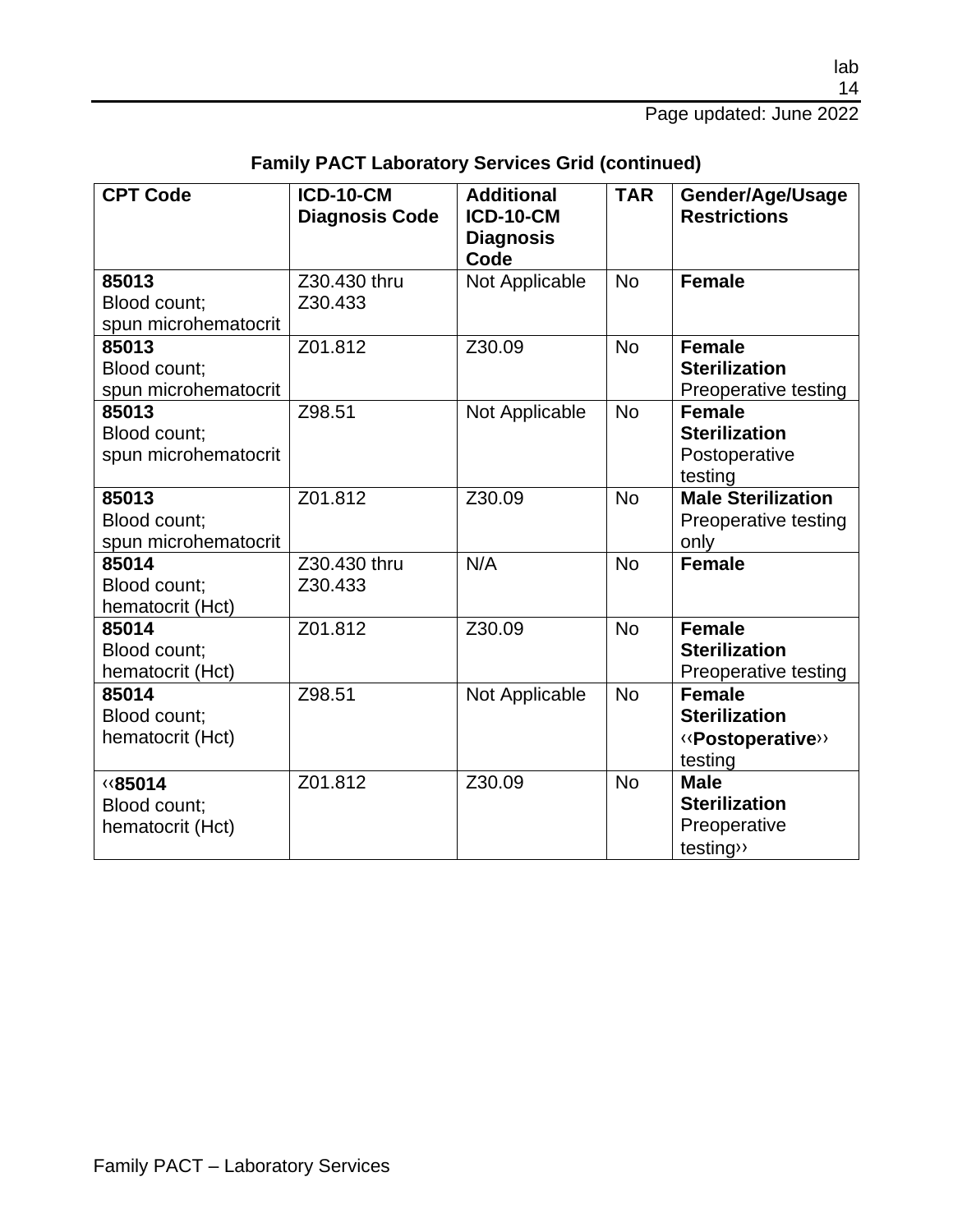**Family PACT Laboratory Services Grid (continued)**

| CPT Code | ICD-10-CM Diagnosis Code | Additional ICD-10-CM Diagnosis Code | TAR | Gender/Age/Usage Restrictions |
|---|---|---|---|---|
| **85013** Blood count; spun microhematocrit | Z30.430 thru Z30.433 | Not Applicable | No | **Female** |
| **85013** Blood count; spun microhematocrit | Z01.812 | Z30.09 | No | **Female Sterilization** Preoperative testing |
| **85013** Blood count; spun microhematocrit | Z98.51 | Not Applicable | No | **Female Sterilization** Postoperative testing |
| **85013** Blood count; spun microhematocrit | Z01.812 | Z30.09 | No | **Male Sterilization** Preoperative testing only |
| **85014** Blood count; hematocrit (Hct) | Z30.430 thru Z30.433 | N/A | No | **Female** |
| **85014** Blood count; hematocrit (Hct) | Z01.812 | Z30.09 | No | **Female Sterilization** Preoperative testing |
| **85014** Blood count; hematocrit (Hct) | Z98.51 | Not Applicable | No | **Female Sterilization** ‹‹**Postoperative**›› testing |
| ‹‹**85014** Blood count; hematocrit (Hct) | Z01.812 | Z30.09 | No | **Male Sterilization** Preoperative testing›› |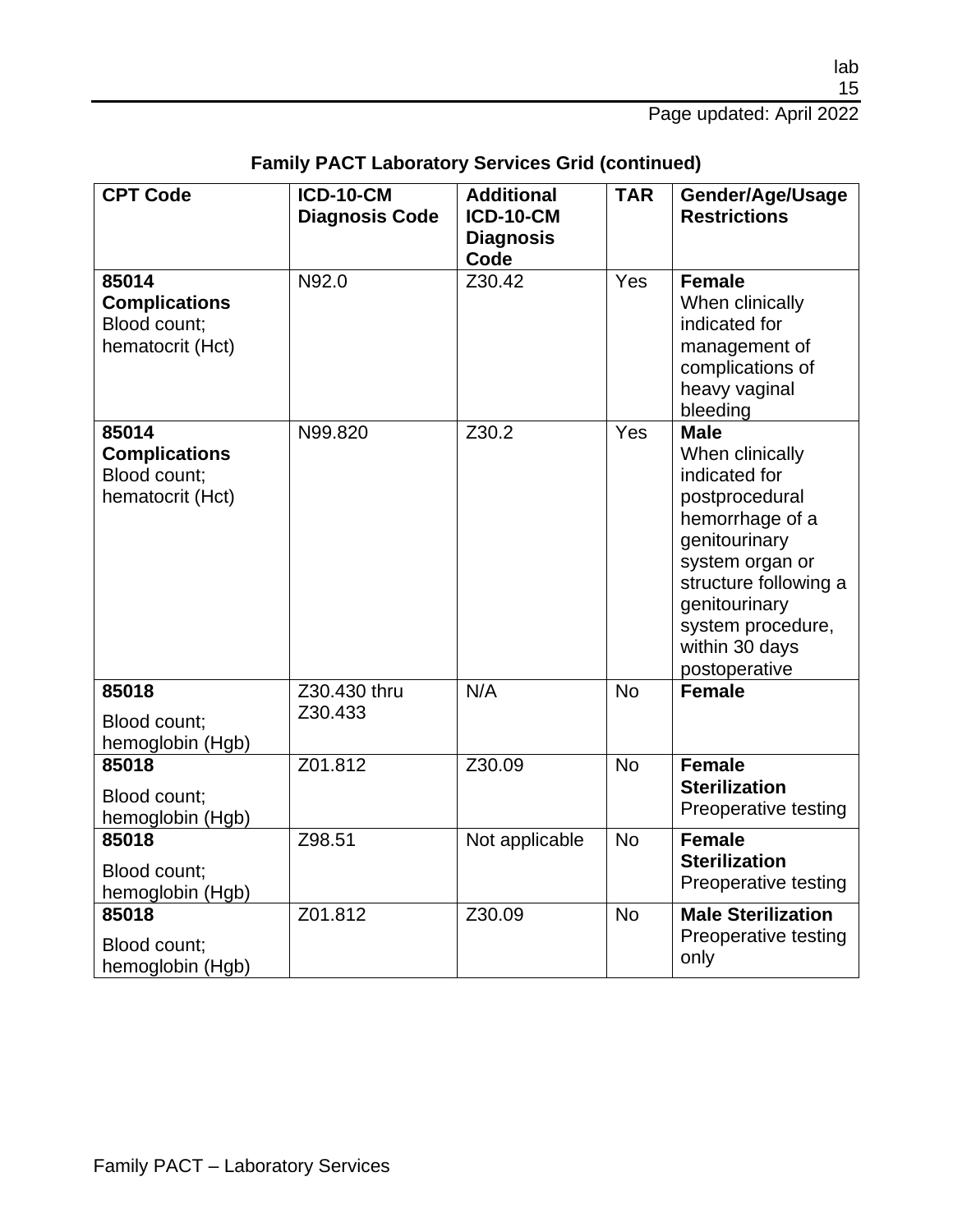**Family PACT Laboratory Services Grid (continued)**

| CPT Code | ICD-10-CM Diagnosis Code | Additional ICD-10-CM Diagnosis Code | TAR | Gender/Age/Usage Restrictions |
|---|---|---|---|---|
| **85014** **Complications** Blood count; hematocrit (Hct) | N92.0 | Z30.42 | Yes | **Female** When clinically indicated for management of complications of heavy vaginal bleeding |
| **85014** **Complications** Blood count; hematocrit (Hct) | N99.820 | Z30.2 | Yes | **Male** When clinically indicated for postprocedural hemorrhage of a genitourinary system organ or structure following a genitourinary system procedure, within 30 days postoperative |
| **85018** Blood count; hemoglobin (Hgb) | Z30.430 thru Z30.433 | N/A | No | **Female** |
| **85018** Blood count; hemoglobin (Hgb) | Z01.812 | Z30.09 | No | **Female Sterilization** Preoperative testing |
| **85018** Blood count; hemoglobin (Hgb) | Z98.51 | Not applicable | No | **Female Sterilization** Preoperative testing |
| **85018** Blood count; hemoglobin (Hgb) | Z01.812 | Z30.09 | No | **Male Sterilization** Preoperative testing only |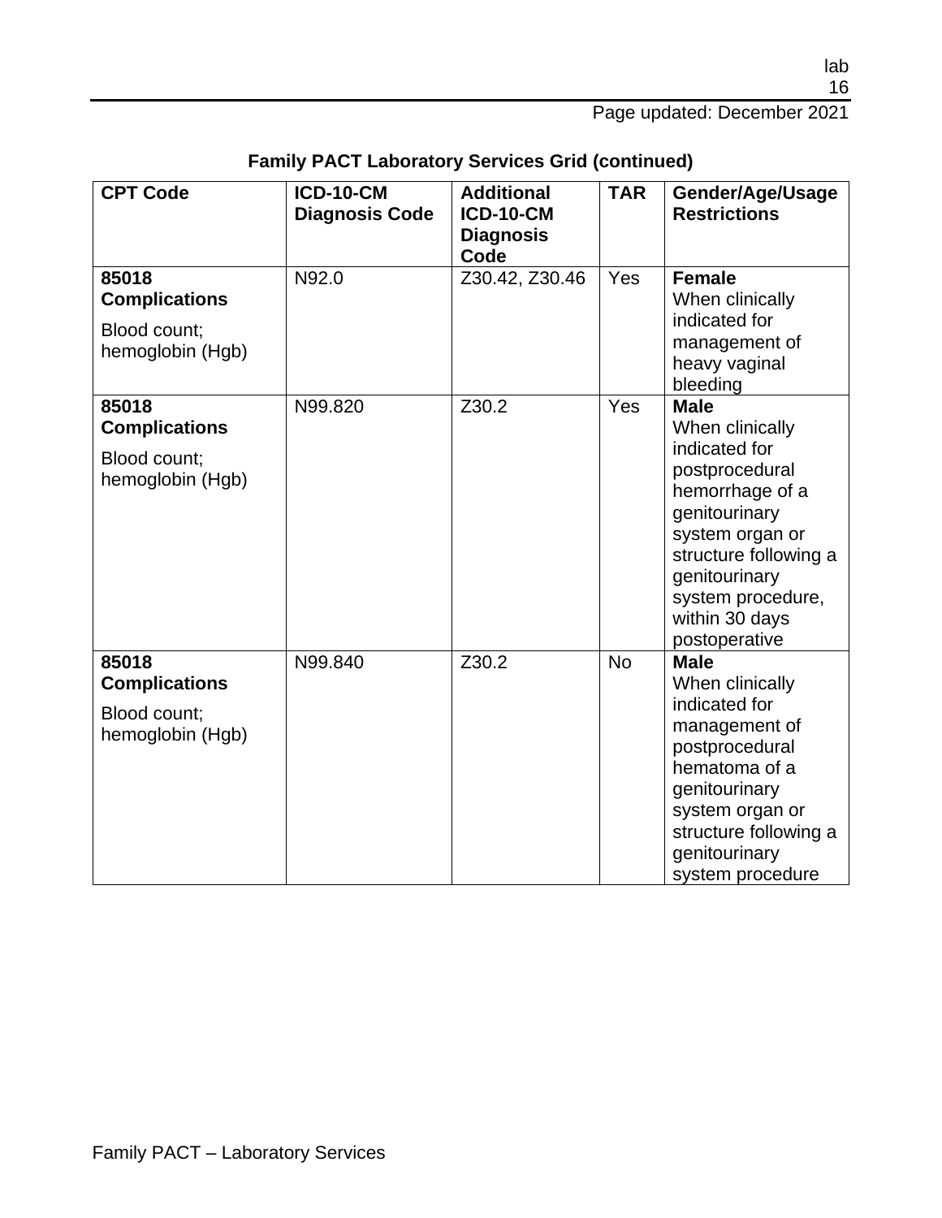## Family PACT Laboratory Services Grid (continued)

| CPT Code | ICD-10-CM Diagnosis Code | Additional ICD-10-CM Diagnosis Code | TAR | Gender/Age/Usage Restrictions |
|---|---|---|---|---|
| **85018 Complications** Blood count; hemoglobin (Hgb) | N92.0 | Z30.42, Z30.46 | Yes | **Female** When clinically indicated for management of heavy vaginal bleeding |
| **85018 Complications** Blood count; hemoglobin (Hgb) | N99.820 | Z30.2 | Yes | **Male** When clinically indicated for postprocedural hemorrhage of a genitourinary system organ or structure following a genitourinary system procedure, within 30 days postoperative |
| **85018 Complications** Blood count; hemoglobin (Hgb) | N99.840 | Z30.2 | No | **Male** When clinically indicated for management of postprocedural hematoma of a genitourinary system organ or structure following a genitourinary system procedure |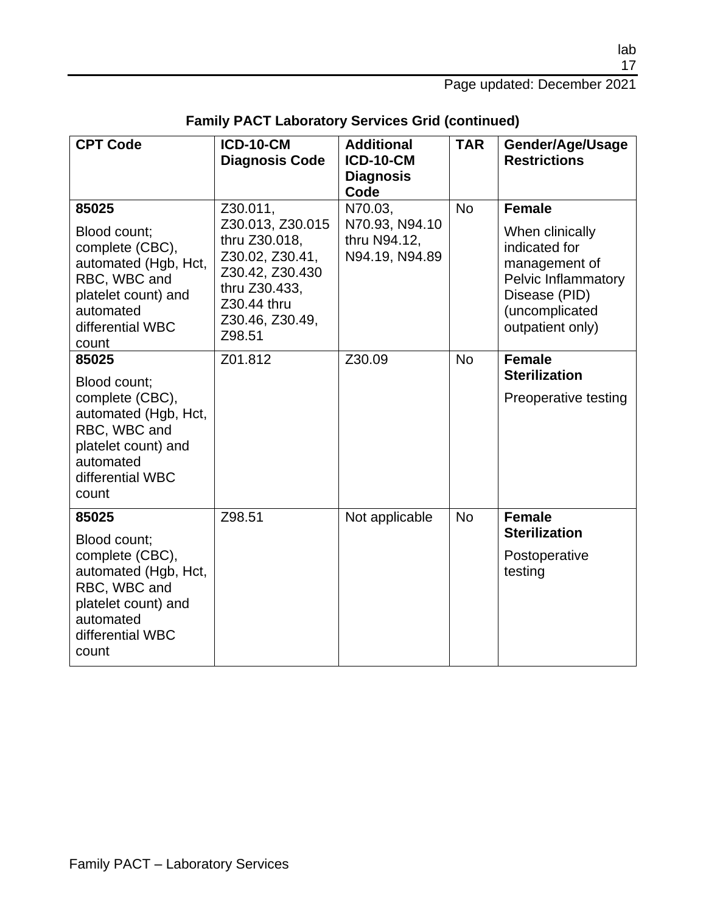Page updated: December 2021

**Family PACT Laboratory Services Grid (continued)**

| CPT Code | ICD-10-CM Diagnosis Code | Additional ICD-10-CM Diagnosis Code | TAR | Gender/Age/Usage Restrictions |
|---|---|---|---|---|
| **85025** Blood count; complete (CBC), automated (Hgb, Hct, RBC, WBC and platelet count) and automated differential WBC count | Z30.011, Z30.013, Z30.015 thru Z30.018, Z30.02, Z30.41, Z30.42, Z30.430 thru Z30.433, Z30.44 thru Z30.46, Z30.49, Z98.51 | N70.03, N70.93, N94.10 thru N94.12, N94.19, N94.89 | No | **Female** When clinically indicated for management of Pelvic Inflammatory Disease (PID) (uncomplicated outpatient only) |
| **85025** Blood count; complete (CBC), automated (Hgb, Hct, RBC, WBC and platelet count) and automated differential WBC count | Z01.812 | Z30.09 | No | **Female Sterilization** Preoperative testing |
| **85025** Blood count; complete (CBC), automated (Hgb, Hct, RBC, WBC and platelet count) and automated differential WBC count | Z98.51 | Not applicable | No | **Female Sterilization** Postoperative testing |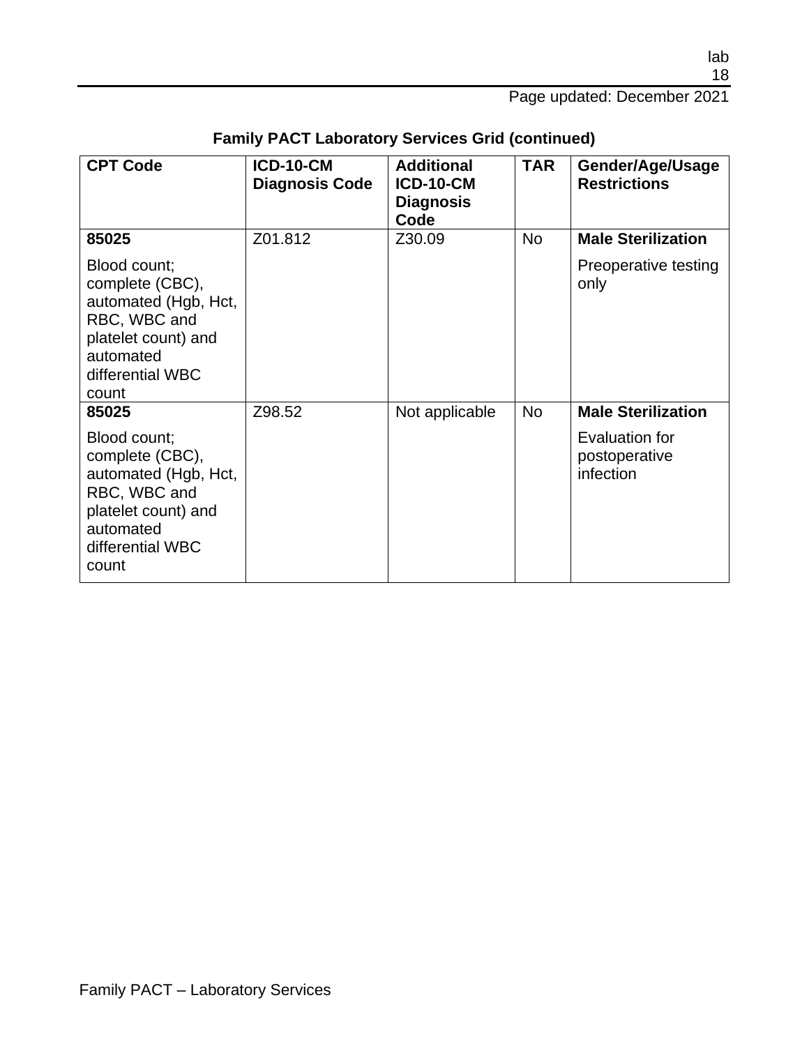**Family PACT Laboratory Services Grid (continued)**

| CPT Code | ICD-10-CM Diagnosis Code | Additional ICD-10-CM Diagnosis Code | TAR | Gender/Age/Usage Restrictions |
|---|---|---|---|---|
| **85025** Blood count; complete (CBC), automated (Hgb, Hct, RBC, WBC and platelet count) and automated differential WBC count | Z01.812 | Z30.09 | No | **Male Sterilization** Preoperative testing only |
| **85025** Blood count; complete (CBC), automated (Hgb, Hct, RBC, WBC and platelet count) and automated differential WBC count | Z98.52 | Not applicable | No | **Male Sterilization** Evaluation for postoperative infection |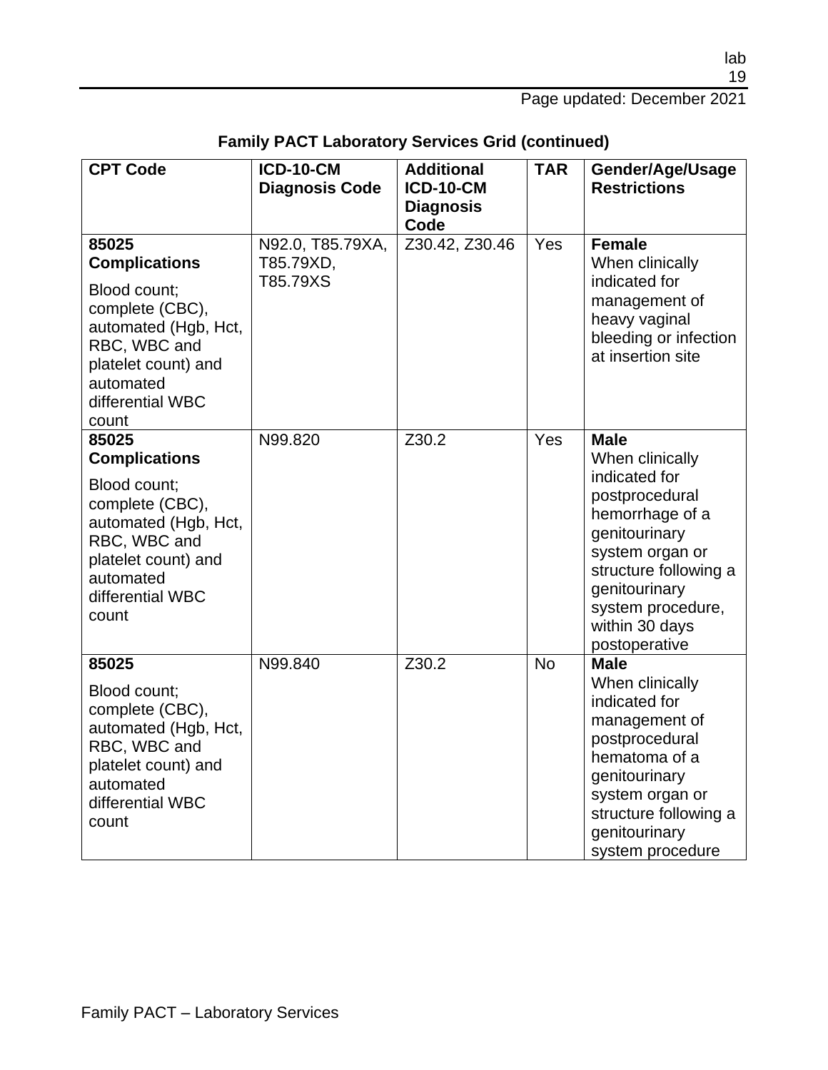**Family PACT Laboratory Services Grid (continued)**

| CPT Code | ICD-10-CM Diagnosis Code | Additional ICD-10-CM Diagnosis Code | TAR | Gender/Age/Usage Restrictions |
|---|---|---|---|---|
| **85025** **Complications** Blood count; complete (CBC), automated (Hgb, Hct, RBC, WBC and platelet count) and automated differential WBC count | N92.0, T85.79XA, T85.79XD, T85.79XS | Z30.42, Z30.46 | Yes | **Female** When clinically indicated for management of heavy vaginal bleeding or infection at insertion site |
| **85025** **Complications** Blood count; complete (CBC), automated (Hgb, Hct, RBC, WBC and platelet count) and automated differential WBC count | N99.820 | Z30.2 | Yes | **Male** When clinically indicated for postprocedural hemorrhage of a genitourinary system organ or structure following a genitourinary system procedure, within 30 days postoperative |
| **85025** Blood count; complete (CBC), automated (Hgb, Hct, RBC, WBC and platelet count) and automated differential WBC count | N99.840 | Z30.2 | No | **Male** When clinically indicated for management of postprocedural hematoma of a genitourinary system organ or structure following a genitourinary system procedure |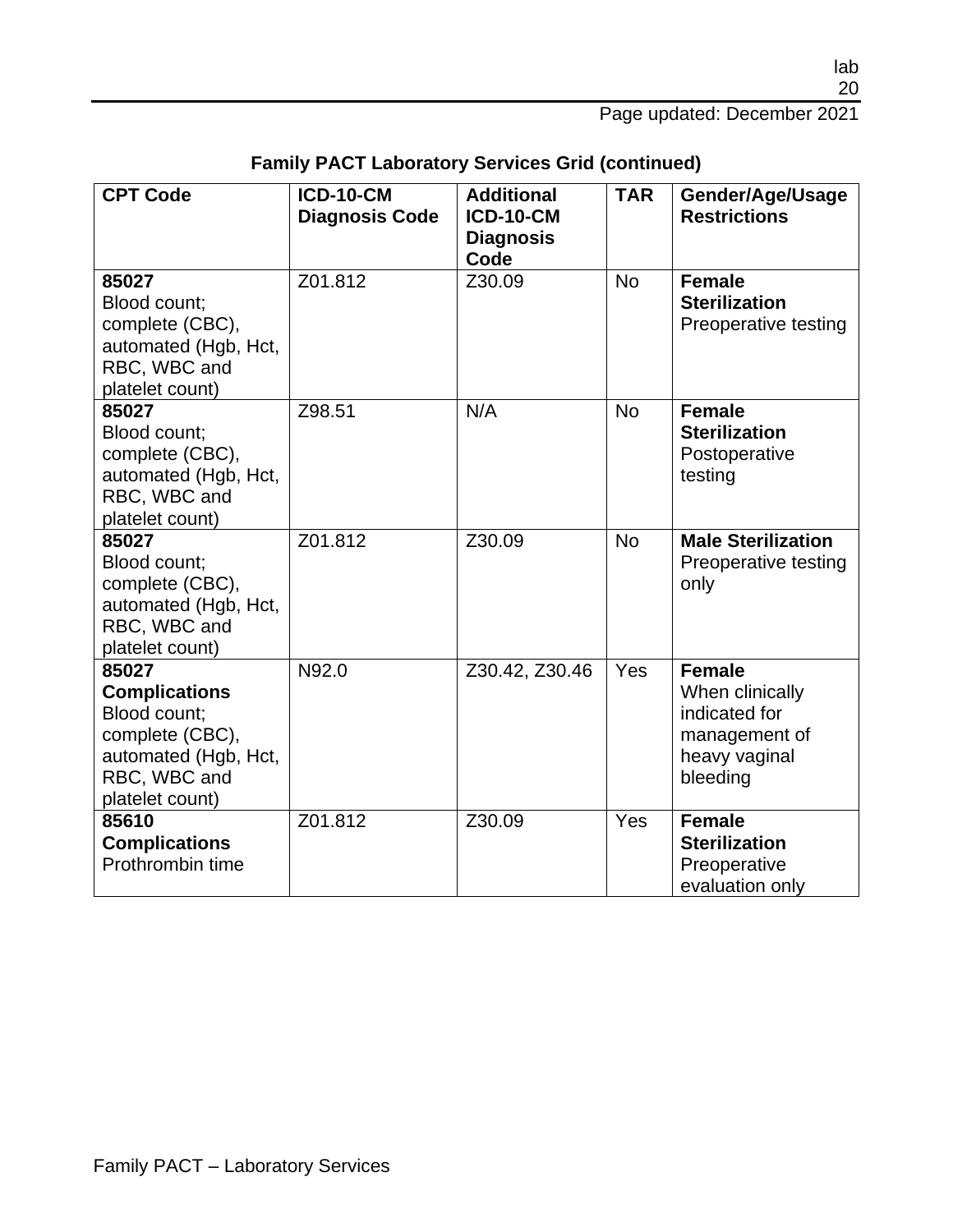Page updated: December 2021

**Family PACT Laboratory Services Grid (continued)**

| CPT Code | ICD-10-CM Diagnosis Code | Additional ICD-10-CM Diagnosis Code | TAR | Gender/Age/Usage Restrictions |
|---|---|---|---|---|
| **85027** Blood count; complete (CBC), automated (Hgb, Hct, RBC, WBC and platelet count) | Z01.812 | Z30.09 | No | **Female Sterilization** Preoperative testing |
| **85027** Blood count; complete (CBC), automated (Hgb, Hct, RBC, WBC and platelet count) | Z98.51 | N/A | No | **Female Sterilization** Postoperative testing |
| **85027** Blood count; complete (CBC), automated (Hgb, Hct, RBC, WBC and platelet count) | Z01.812 | Z30.09 | No | **Male Sterilization** Preoperative testing only |
| **85027** **Complications** Blood count; complete (CBC), automated (Hgb, Hct, RBC, WBC and platelet count) | N92.0 | Z30.42, Z30.46 | Yes | **Female** When clinically indicated for management of heavy vaginal bleeding |
| **85610** **Complications** Prothrombin time | Z01.812 | Z30.09 | Yes | **Female Sterilization** Preoperative evaluation only |

Family PACT – Laboratory Services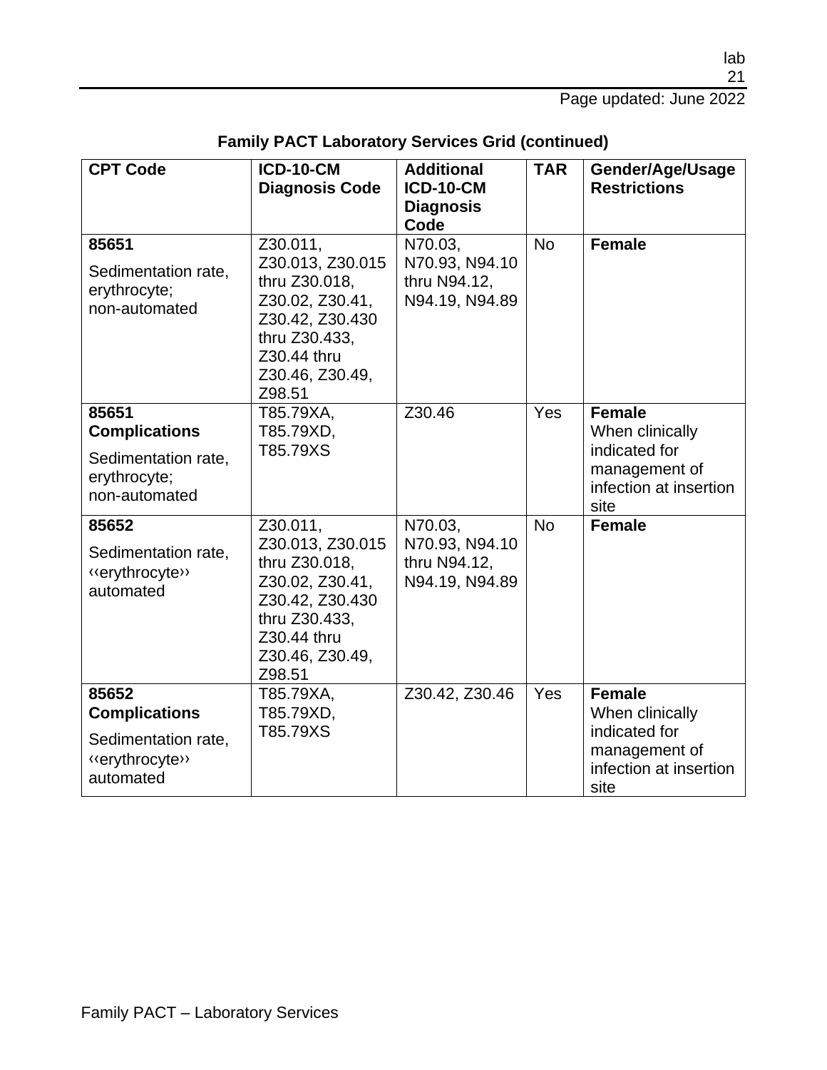**Family PACT Laboratory Services Grid (continued)**

| CPT Code | ICD-10-CM Diagnosis Code | Additional ICD-10-CM Diagnosis Code | TAR | Gender/Age/Usage Restrictions |
|---|---|---|---|---|
| **85651** Sedimentation rate, erythrocyte; non-automated | Z30.011, Z30.013, Z30.015 thru Z30.018, Z30.02, Z30.41, Z30.42, Z30.430 thru Z30.433, Z30.44 thru Z30.46, Z30.49, Z98.51 | N70.03, N70.93, N94.10 thru N94.12, N94.19, N94.89 | No | **Female** |
| **85651 Complications** Sedimentation rate, erythrocyte; non-automated | T85.79XA, T85.79XD, T85.79XS | Z30.46 | Yes | **Female** When clinically indicated for management of infection at insertion site |
| **85652** Sedimentation rate, ‹‹erythrocyte›› automated | Z30.011, Z30.013, Z30.015 thru Z30.018, Z30.02, Z30.41, Z30.42, Z30.430 thru Z30.433, Z30.44 thru Z30.46, Z30.49, Z98.51 | N70.03, N70.93, N94.10 thru N94.12, N94.19, N94.89 | No | **Female** |
| **85652 Complications** Sedimentation rate, ‹‹erythrocyte›› automated | T85.79XA, T85.79XD, T85.79XS | Z30.42, Z30.46 | Yes | **Female** When clinically indicated for management of infection at insertion site |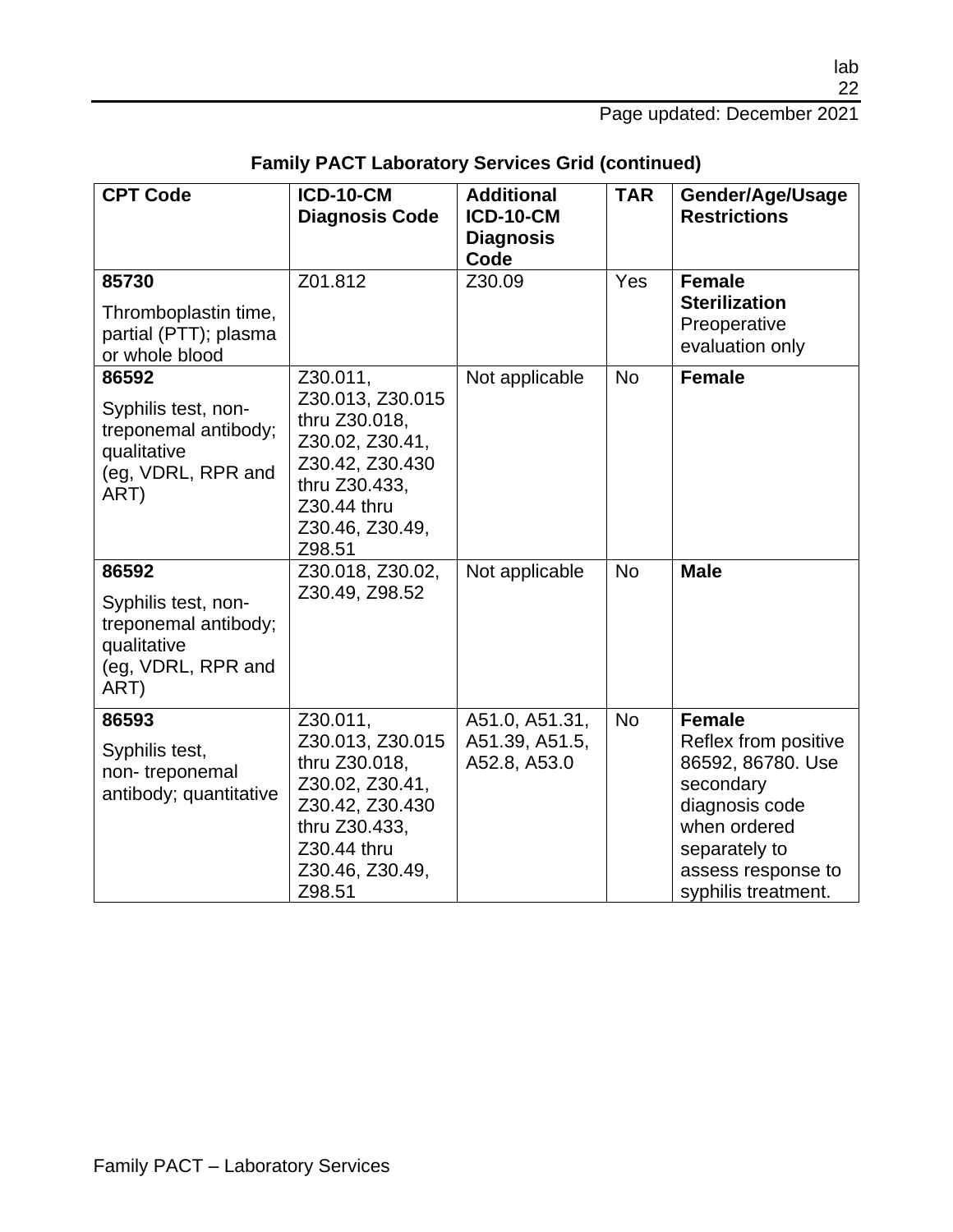**Family PACT Laboratory Services Grid (continued)**

| CPT Code | ICD-10-CM Diagnosis Code | Additional ICD-10-CM Diagnosis Code | TAR | Gender/Age/Usage Restrictions |
|---|---|---|---|---|
| **85730** Thromboplastin time, partial (PTT); plasma or whole blood | Z01.812 | Z30.09 | Yes | **Female Sterilization** Preoperative evaluation only |
| **86592** Syphilis test, non-treponemal antibody; qualitative (eg, VDRL, RPR and ART) | Z30.011, Z30.013, Z30.015 thru Z30.018, Z30.02, Z30.41, Z30.42, Z30.430 thru Z30.433, Z30.44 thru Z30.46, Z30.49, Z98.51 | Not applicable | No | **Female** |
| **86592** Syphilis test, non-treponemal antibody; qualitative (eg, VDRL, RPR and ART) | Z30.018, Z30.02, Z30.49, Z98.52 | Not applicable | No | **Male** |
| **86593** Syphilis test, non- treponemal antibody; quantitative | Z30.011, Z30.013, Z30.015 thru Z30.018, Z30.02, Z30.41, Z30.42, Z30.430 thru Z30.433, Z30.44 thru Z30.46, Z30.49, Z98.51 | A51.0, A51.31, A51.39, A51.5, A52.8, A53.0 | No | **Female** Reflex from positive 86592, 86780. Use secondary diagnosis code when ordered separately to assess response to syphilis treatment. |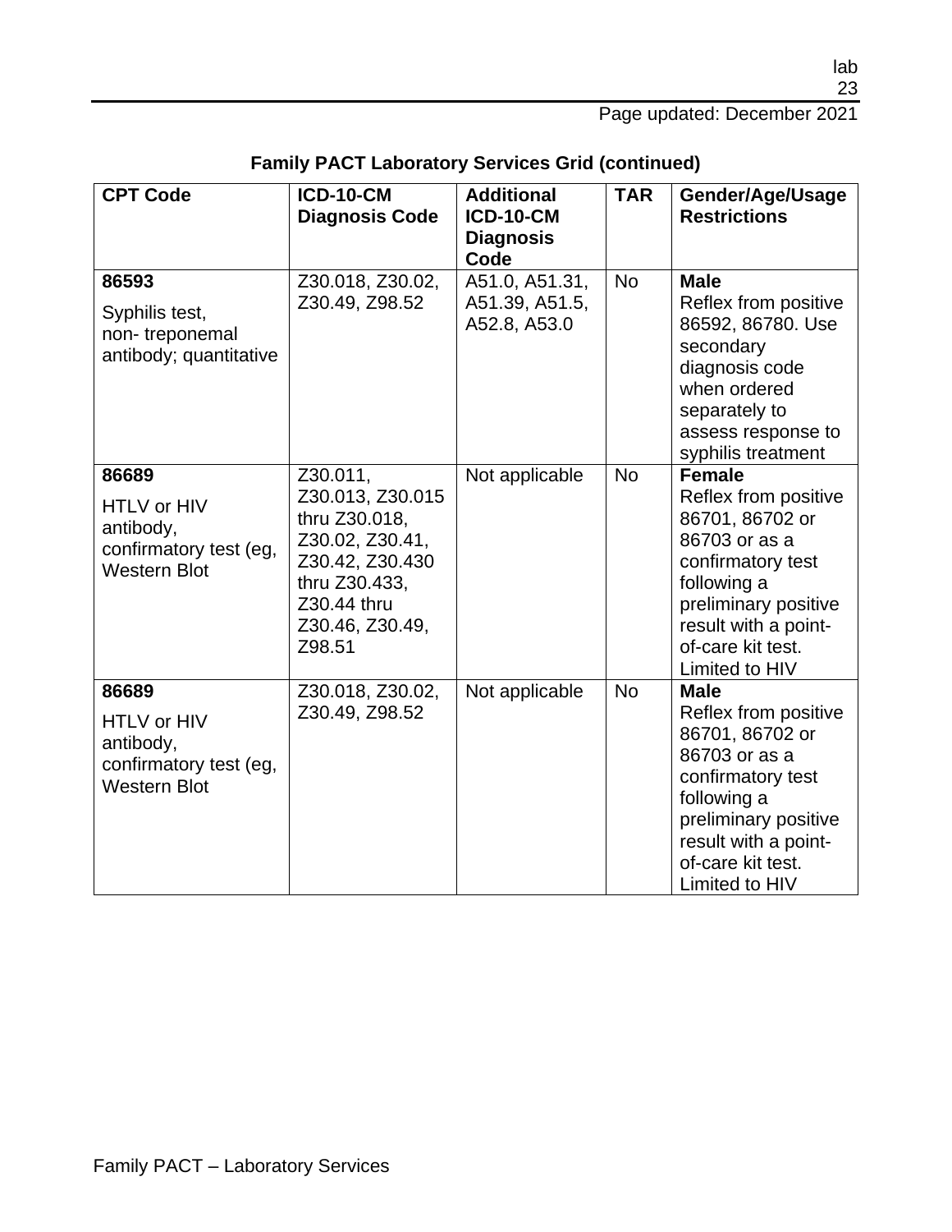**Family PACT Laboratory Services Grid (continued)**

| CPT Code | ICD-10-CM Diagnosis Code | Additional ICD-10-CM Diagnosis Code | TAR | Gender/Age/Usage Restrictions |
|---|---|---|---|---|
| **86593**<br>Syphilis test, non- treponemal antibody; quantitative | Z30.018, Z30.02, Z30.49, Z98.52 | A51.0, A51.31, A51.39, A51.5, A52.8, A53.0 | No | **Male**<br>Reflex from positive 86592, 86780. Use secondary diagnosis code when ordered separately to assess response to syphilis treatment |
| **86689**<br>HTLV or HIV antibody, confirmatory test (eg, Western Blot | Z30.011, Z30.013, Z30.015 thru Z30.018, Z30.02, Z30.41, Z30.42, Z30.430 thru Z30.433, Z30.44 thru Z30.46, Z30.49, Z98.51 | Not applicable | No | **Female**<br>Reflex from positive 86701, 86702 or 86703 or as a confirmatory test following a preliminary positive result with a point-of-care kit test. Limited to HIV |
| **86689**<br>HTLV or HIV antibody, confirmatory test (eg, Western Blot | Z30.018, Z30.02, Z30.49, Z98.52 | Not applicable | No | **Male**<br>Reflex from positive 86701, 86702 or 86703 or as a confirmatory test following a preliminary positive result with a point-of-care kit test. Limited to HIV |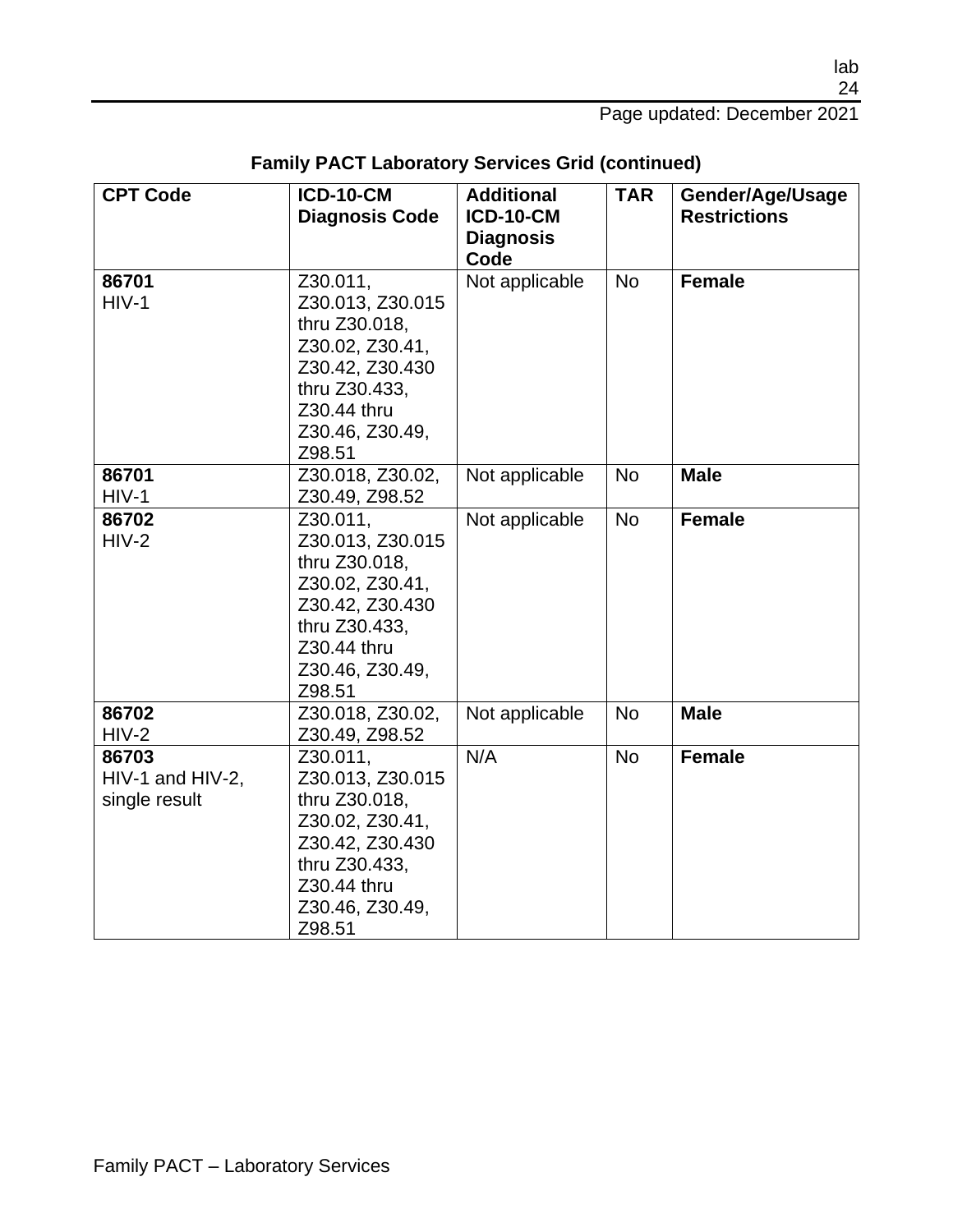**Family PACT Laboratory Services Grid (continued)**

| CPT Code | ICD-10-CM Diagnosis Code | Additional ICD-10-CM Diagnosis Code | TAR | Gender/Age/Usage Restrictions |
|---|---|---|---|---|
| **86701** HIV-1 | Z30.011, Z30.013, Z30.015 thru Z30.018, Z30.02, Z30.41, Z30.42, Z30.430 thru Z30.433, Z30.44 thru Z30.46, Z30.49, Z98.51 | Not applicable | No | **Female** |
| **86701** HIV-1 | Z30.018, Z30.02, Z30.49, Z98.52 | Not applicable | No | **Male** |
| **86702** HIV-2 | Z30.011, Z30.013, Z30.015 thru Z30.018, Z30.02, Z30.41, Z30.42, Z30.430 thru Z30.433, Z30.44 thru Z30.46, Z30.49, Z98.51 | Not applicable | No | **Female** |
| **86702** HIV-2 | Z30.018, Z30.02, Z30.49, Z98.52 | Not applicable | No | **Male** |
| **86703** HIV-1 and HIV-2, single result | Z30.011, Z30.013, Z30.015 thru Z30.018, Z30.02, Z30.41, Z30.42, Z30.430 thru Z30.433, Z30.44 thru Z30.46, Z30.49, Z98.51 | N/A | No | **Female** |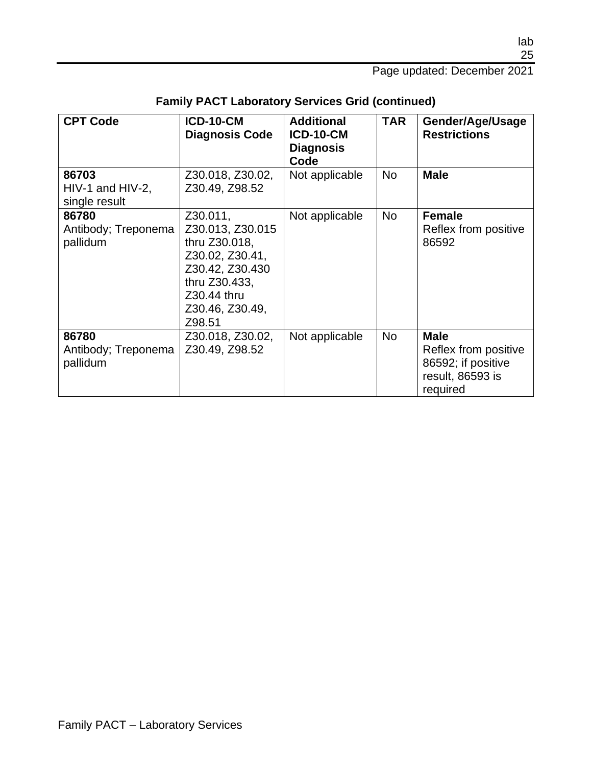## Family PACT Laboratory Services Grid (continued)

| CPT Code | ICD-10-CM Diagnosis Code | Additional ICD-10-CM Diagnosis Code | TAR | Gender/Age/Usage Restrictions |
|---|---|---|---|---|
| **86703** HIV-1 and HIV-2, single result | Z30.018, Z30.02, Z30.49, Z98.52 | Not applicable | No | **Male** |
| **86780** Antibody; Treponema pallidum | Z30.011, Z30.013, Z30.015 thru Z30.018, Z30.02, Z30.41, Z30.42, Z30.430 thru Z30.433, Z30.44 thru Z30.46, Z30.49, Z98.51 | Not applicable | No | **Female** Reflex from positive 86592 |
| **86780** Antibody; Treponema pallidum | Z30.018, Z30.02, Z30.49, Z98.52 | Not applicable | No | **Male** Reflex from positive 86592; if positive result, 86593 is required |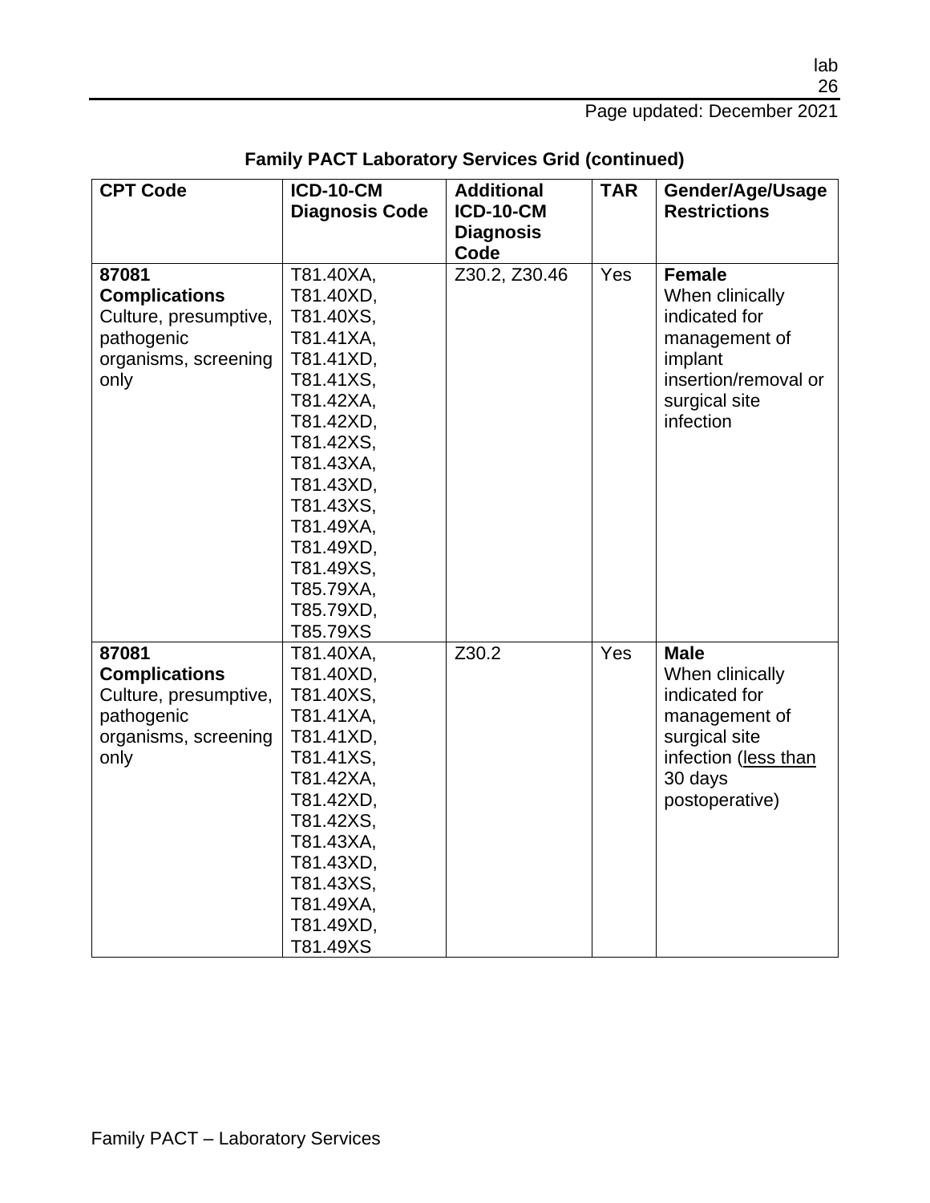**Family PACT Laboratory Services Grid (continued)**

| CPT Code | ICD-10-CM Diagnosis Code | Additional ICD-10-CM Diagnosis Code | TAR | Gender/Age/Usage Restrictions |
|---|---|---|---|---|
| **87081 Complications** Culture, presumptive, pathogenic organisms, screening only | T81.40XA, T81.40XD, T81.40XS, T81.41XA, T81.41XD, T81.41XS, T81.42XA, T81.42XD, T81.42XS, T81.43XA, T81.43XD, T81.43XS, T81.49XA, T81.49XD, T81.49XS, T85.79XA, T85.79XD, T85.79XS | Z30.2, Z30.46 | Yes | **Female** When clinically indicated for management of implant insertion/removal or surgical site infection |
| **87081 Complications** Culture, presumptive, pathogenic organisms, screening only | T81.40XA, T81.40XD, T81.40XS, T81.41XA, T81.41XD, T81.41XS, T81.42XA, T81.42XD, T81.42XS, T81.43XA, T81.43XD, T81.43XS, T81.49XA, T81.49XD, T81.49XS | Z30.2 | Yes | **Male** When clinically indicated for management of surgical site infection (less than 30 days postoperative) |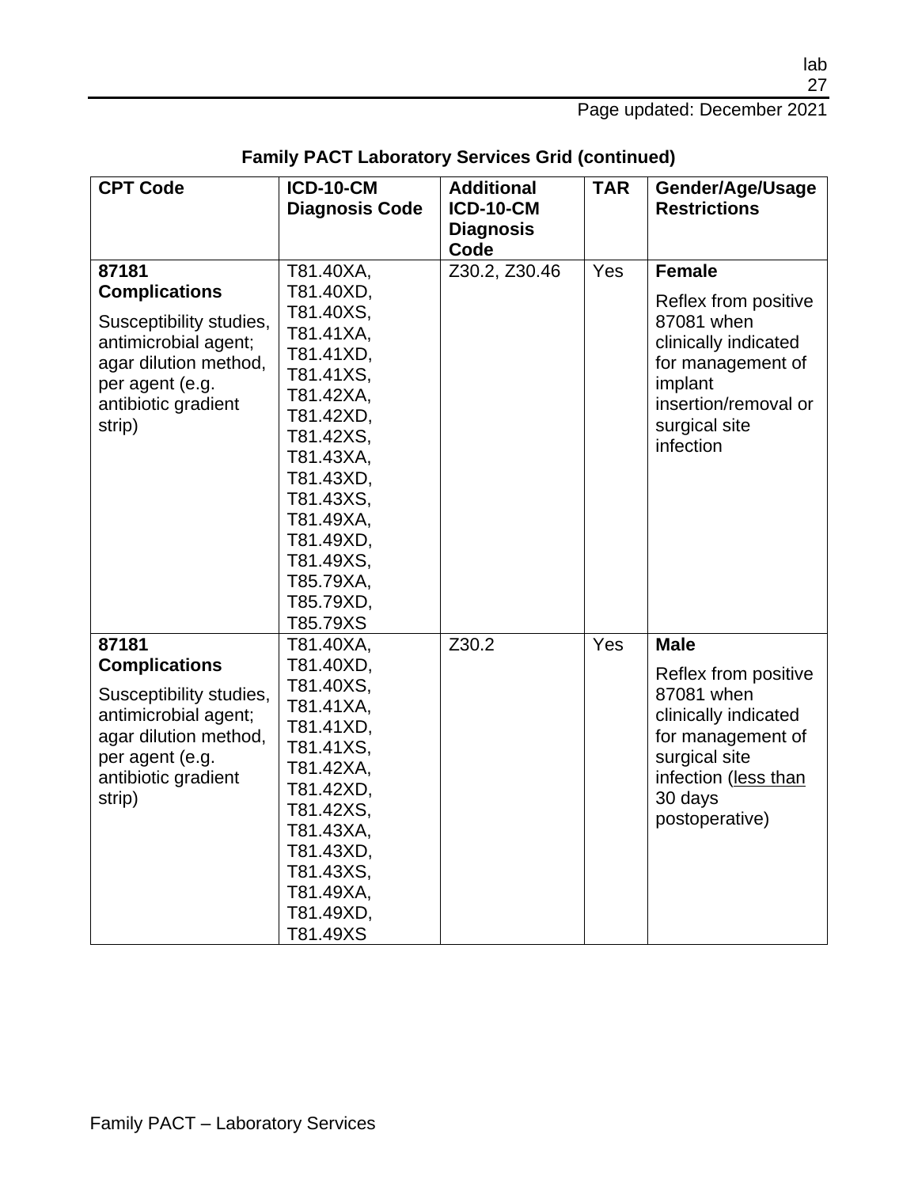**Family PACT Laboratory Services Grid (continued)**

| CPT Code | ICD-10-CM Diagnosis Code | Additional ICD-10-CM Diagnosis Code | TAR | Gender/Age/Usage Restrictions |
|---|---|---|---|---|
| **87181** **Complications** Susceptibility studies, antimicrobial agent; agar dilution method, per agent (e.g. antibiotic gradient strip) | T81.40XA, T81.40XD, T81.40XS, T81.41XA, T81.41XD, T81.41XS, T81.42XA, T81.42XD, T81.42XS, T81.43XA, T81.43XD, T81.43XS, T81.49XA, T81.49XD, T81.49XS, T85.79XA, T85.79XD, T85.79XS | Z30.2, Z30.46 | Yes | **Female** Reflex from positive 87081 when clinically indicated for management of implant insertion/removal or surgical site infection |
| **87181** **Complications** Susceptibility studies, antimicrobial agent; agar dilution method, per agent (e.g. antibiotic gradient strip) | T81.40XA, T81.40XD, T81.40XS, T81.41XA, T81.41XD, T81.41XS, T81.42XA, T81.42XD, T81.42XS, T81.43XA, T81.43XD, T81.43XS, T81.49XA, T81.49XD, T81.49XS | Z30.2 | Yes | **Male** Reflex from positive 87081 when clinically indicated for management of surgical site infection (less than 30 days postoperative) |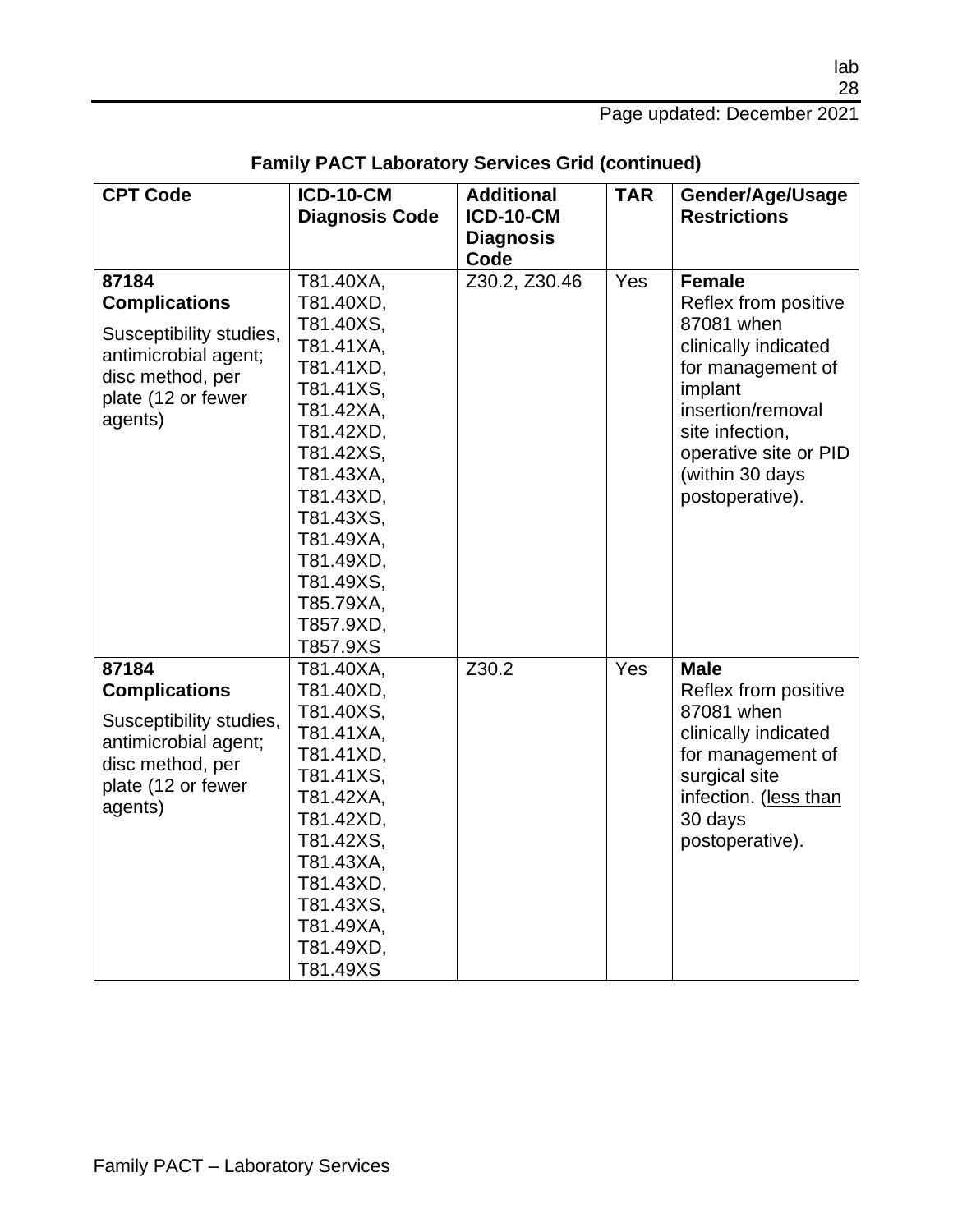**Family PACT Laboratory Services Grid (continued)**

| CPT Code | ICD-10-CM Diagnosis Code | Additional ICD-10-CM Diagnosis Code | TAR | Gender/Age/Usage Restrictions |
|---|---|---|---|---|
| **87184** **Complications** Susceptibility studies, antimicrobial agent; disc method, per plate (12 or fewer agents) | T81.40XA, T81.40XD, T81.40XS, T81.41XA, T81.41XD, T81.41XS, T81.42XA, T81.42XD, T81.42XS, T81.43XA, T81.43XD, T81.43XS, T81.49XA, T81.49XD, T81.49XS, T85.79XA, T857.9XD, T857.9XS | Z30.2, Z30.46 | Yes | **Female** Reflex from positive 87081 when clinically indicated for management of implant insertion/removal site infection, operative site or PID (within 30 days postoperative). |
| **87184** **Complications** Susceptibility studies, antimicrobial agent; disc method, per plate (12 or fewer agents) | T81.40XA, T81.40XD, T81.40XS, T81.41XA, T81.41XD, T81.41XS, T81.42XA, T81.42XD, T81.42XS, T81.43XA, T81.43XD, T81.43XS, T81.49XA, T81.49XD, T81.49XS | Z30.2 | Yes | **Male** Reflex from positive 87081 when clinically indicated for management of surgical site infection. (less than 30 days postoperative). |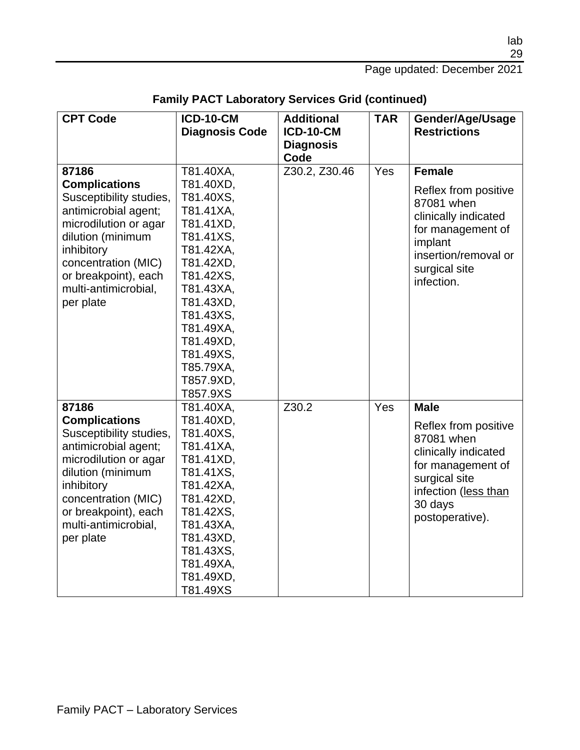Page updated: December 2021

**Family PACT Laboratory Services Grid (continued)**

| CPT Code | ICD-10-CM Diagnosis Code | Additional ICD-10-CM Diagnosis Code | TAR | Gender/Age/Usage Restrictions |
|---|---|---|---|---|
| **87186** **Complications** Susceptibility studies, antimicrobial agent; microdilution or agar dilution (minimum inhibitory concentration (MIC) or breakpoint), each multi-antimicrobial, per plate | T81.40XA, T81.40XD, T81.40XS, T81.41XA, T81.41XD, T81.41XS, T81.42XA, T81.42XD, T81.42XS, T81.43XA, T81.43XD, T81.43XS, T81.49XA, T81.49XD, T81.49XS, T85.79XA, T857.9XD, T857.9XS | Z30.2, Z30.46 | Yes | **Female** Reflex from positive 87081 when clinically indicated for management of implant insertion/removal or surgical site infection. |
| **87186** **Complications** Susceptibility studies, antimicrobial agent; microdilution or agar dilution (minimum inhibitory concentration (MIC) or breakpoint), each multi-antimicrobial, per plate | T81.40XA, T81.40XD, T81.40XS, T81.41XA, T81.41XD, T81.41XS, T81.42XA, T81.42XD, T81.42XS, T81.43XA, T81.43XD, T81.43XS, T81.49XA, T81.49XD, T81.49XS | Z30.2 | Yes | **Male** Reflex from positive 87081 when clinically indicated for management of surgical site infection (less than 30 days postoperative). |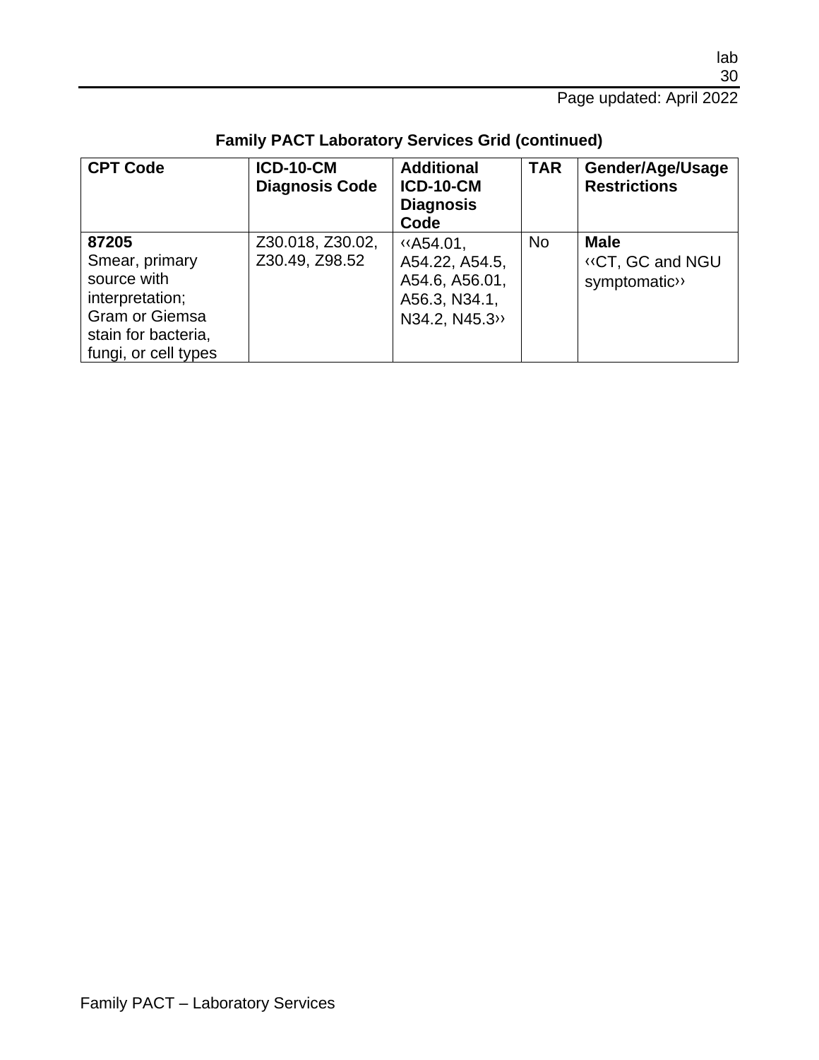## Family PACT Laboratory Services Grid (continued)

| CPT Code | ICD-10-CM Diagnosis Code | Additional ICD-10-CM Diagnosis Code | TAR | Gender/Age/Usage Restrictions |
|---|---|---|---|---|
| **87205** Smear, primary source with interpretation; Gram or Giemsa stain for bacteria, fungi, or cell types | Z30.018, Z30.02, Z30.49, Z98.52 | ‹‹A54.01, A54.22, A54.5, A54.6, A56.01, A56.3, N34.1, N34.2, N45.3›› | No | **Male** ‹‹CT, GC and NGU symptomatic›› |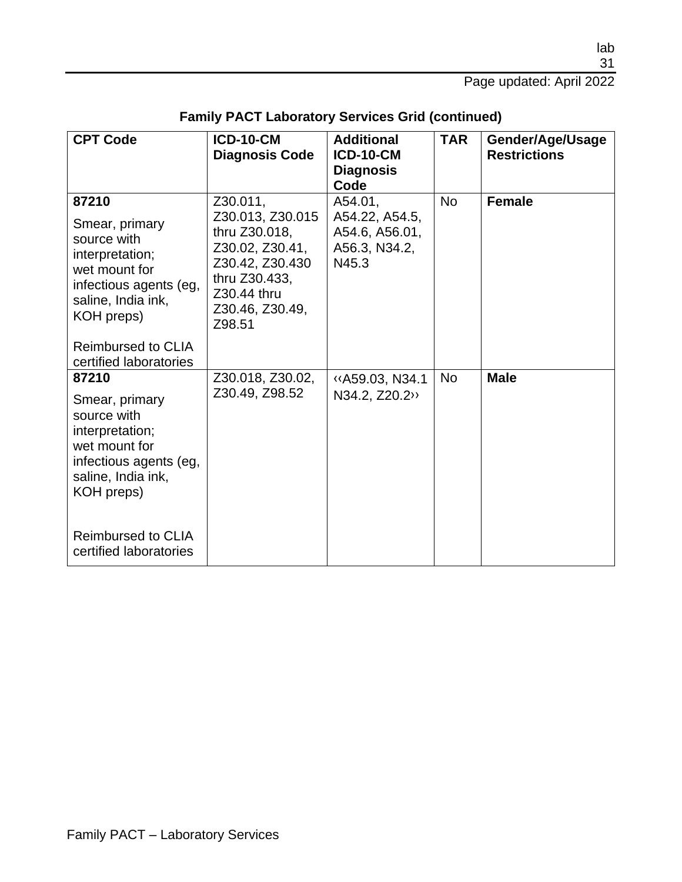**Family PACT Laboratory Services Grid (continued)**

| CPT Code | ICD-10-CM Diagnosis Code | Additional ICD-10-CM Diagnosis Code | TAR | Gender/Age/Usage Restrictions |
|---|---|---|---|---|
| **87210**<br><br>Smear, primary source with interpretation; wet mount for infectious agents (eg, saline, India ink, KOH preps)<br><br>Reimbursed to CLIA certified laboratories | Z30.011, Z30.013, Z30.015 thru Z30.018, Z30.02, Z30.41, Z30.42, Z30.430 thru Z30.433, Z30.44 thru Z30.46, Z30.49, Z98.51 | A54.01, A54.22, A54.5, A54.6, A56.01, A56.3, N34.2, N45.3 | No | **Female** |
| **87210**<br><br>Smear, primary source with interpretation; wet mount for infectious agents (eg, saline, India ink, KOH preps)<br><br>Reimbursed to CLIA certified laboratories | Z30.018, Z30.02, Z30.49, Z98.52 | ‹‹A59.03, N34.1 N34.2, Z20.2›› | No | **Male** |

Family PACT – Laboratory Services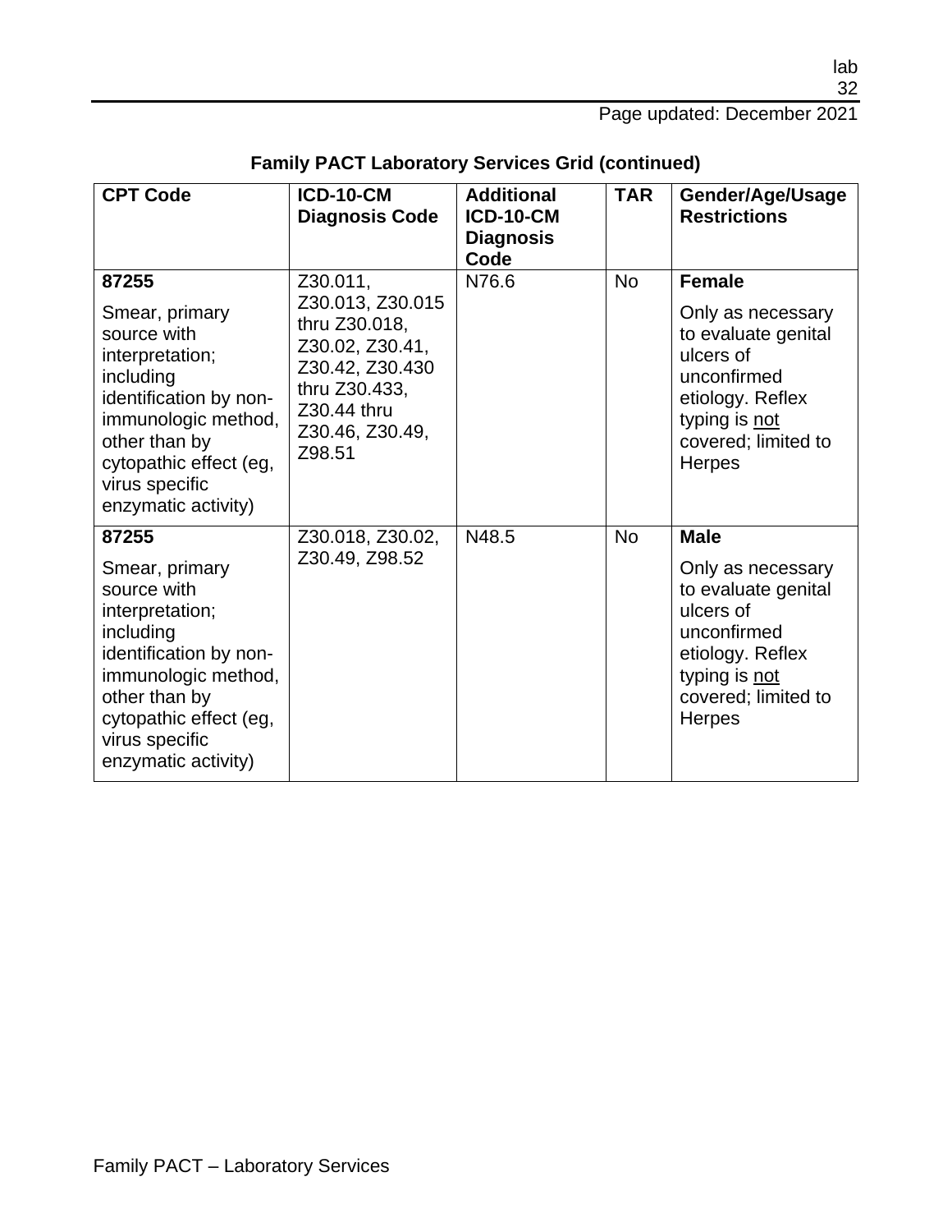**Family PACT Laboratory Services Grid (continued)**

| CPT Code | ICD-10-CM Diagnosis Code | Additional ICD-10-CM Diagnosis Code | TAR | Gender/Age/Usage Restrictions |
|---|---|---|---|---|
| **87255**<br><br>Smear, primary source with interpretation; including identification by non-immunologic method, other than by cytopathic effect (eg, virus specific enzymatic activity) | Z30.011, Z30.013, Z30.015 thru Z30.018, Z30.02, Z30.41, Z30.42, Z30.430 thru Z30.433, Z30.44 thru Z30.46, Z30.49, Z98.51 | N76.6 | No | **Female**<br><br>Only as necessary to evaluate genital ulcers of unconfirmed etiology. Reflex typing is not covered; limited to Herpes |
| **87255**<br><br>Smear, primary source with interpretation; including identification by non-immunologic method, other than by cytopathic effect (eg, virus specific enzymatic activity) | Z30.018, Z30.02, Z30.49, Z98.52 | N48.5 | No | **Male**<br><br>Only as necessary to evaluate genital ulcers of unconfirmed etiology. Reflex typing is not covered; limited to Herpes |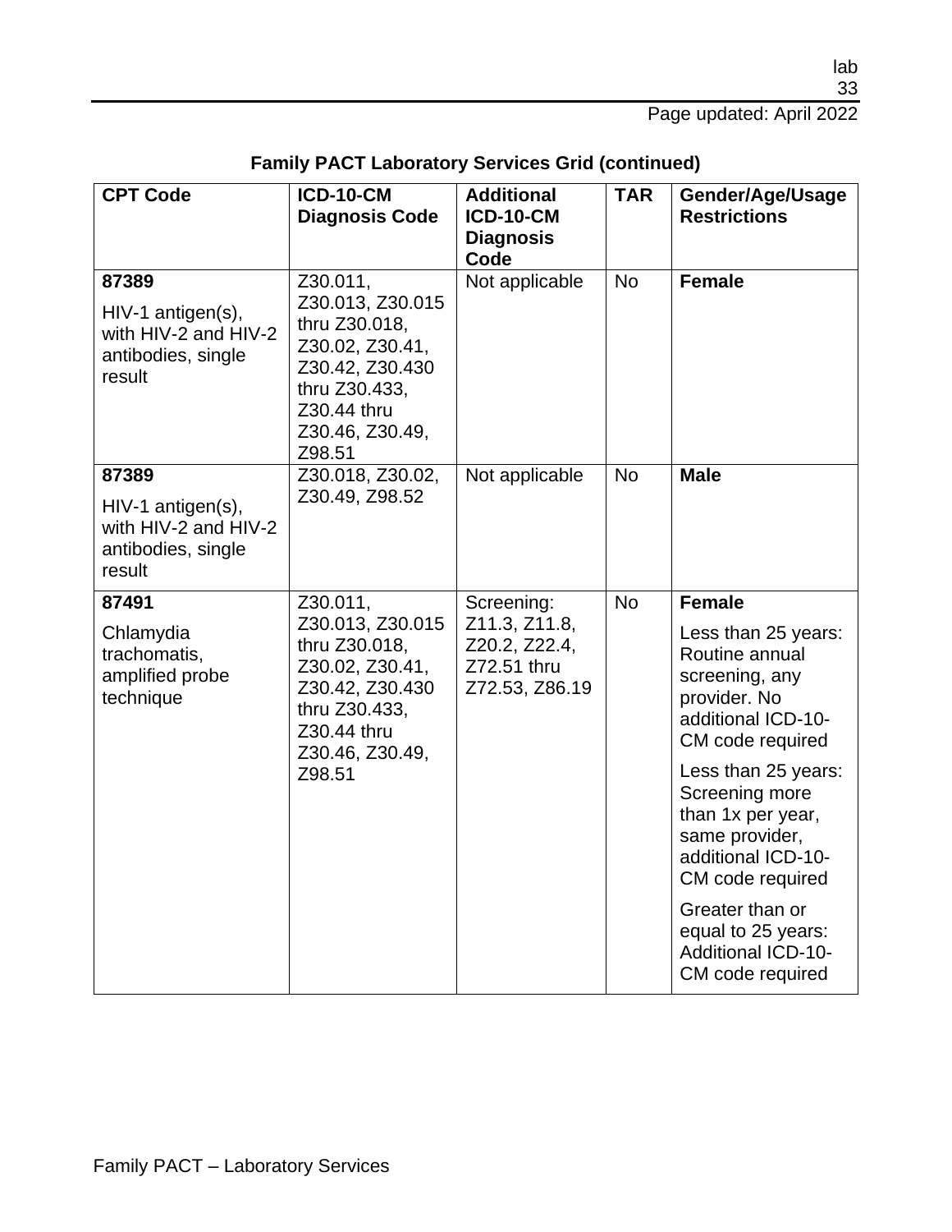**Family PACT Laboratory Services Grid (continued)**

| CPT Code | ICD-10-CM Diagnosis Code | Additional ICD-10-CM Diagnosis Code | TAR | Gender/Age/Usage Restrictions |
|---|---|---|---|---|
| **87389** HIV-1 antigen(s), with HIV-2 and HIV-2 antibodies, single result | Z30.011, Z30.013, Z30.015 thru Z30.018, Z30.02, Z30.41, Z30.42, Z30.430 thru Z30.433, Z30.44 thru Z30.46, Z30.49, Z98.51 | Not applicable | No | **Female** |
| **87389** HIV-1 antigen(s), with HIV-2 and HIV-2 antibodies, single result | Z30.018, Z30.02, Z30.49, Z98.52 | Not applicable | No | **Male** |
| **87491** Chlamydia trachomatis, amplified probe technique | Z30.011, Z30.013, Z30.015 thru Z30.018, Z30.02, Z30.41, Z30.42, Z30.430 thru Z30.433, Z30.44 thru Z30.46, Z30.49, Z98.51 | Screening: Z11.3, Z11.8, Z20.2, Z22.4, Z72.51 thru Z72.53, Z86.19 | No | **Female** Less than 25 years: Routine annual screening, any provider. No additional ICD-10-CM code required Less than 25 years: Screening more than 1x per year, same provider, additional ICD-10-CM code required Greater than or equal to 25 years: Additional ICD-10-CM code required |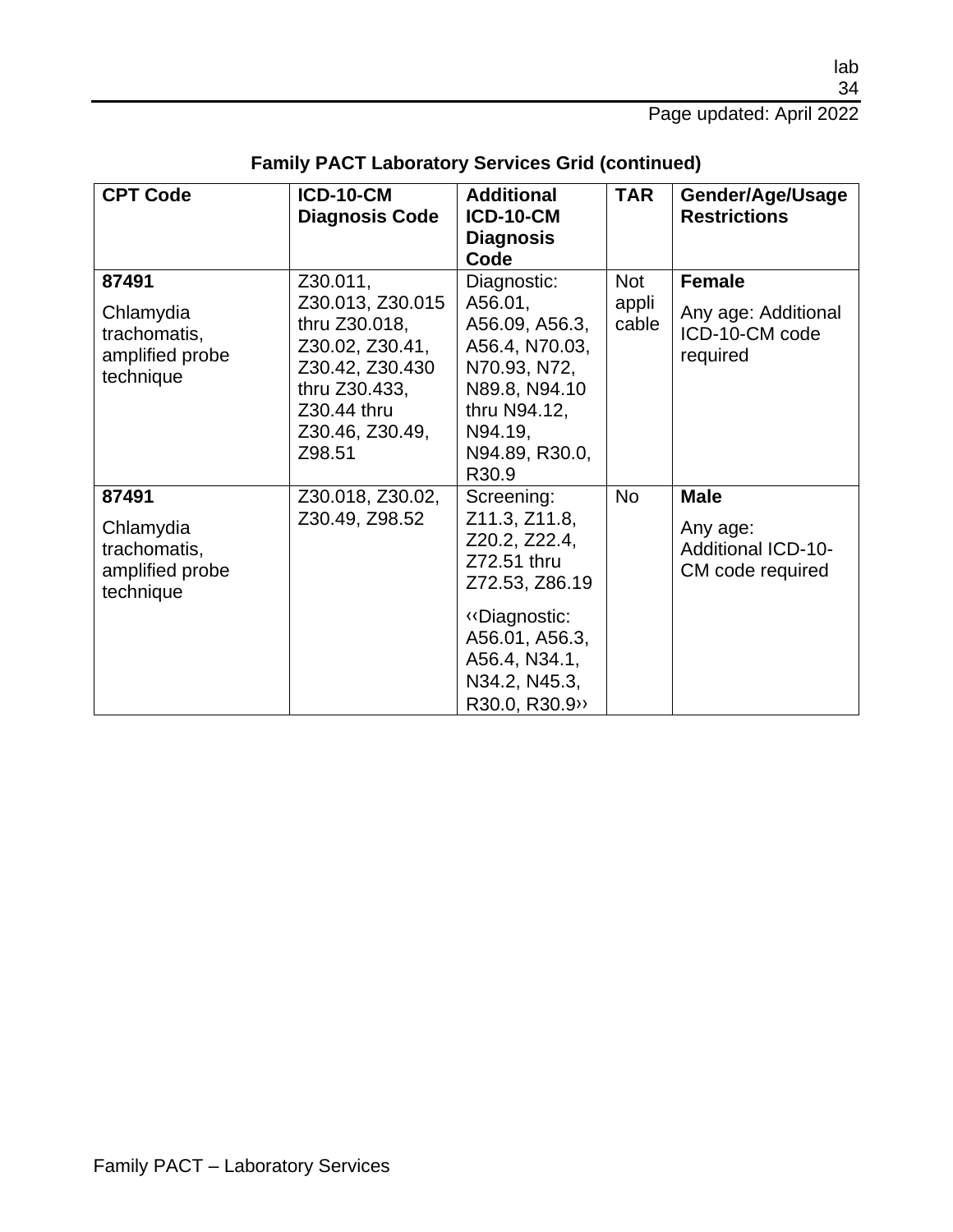Page updated: April 2022

**Family PACT Laboratory Services Grid (continued)**

| CPT Code | ICD-10-CM Diagnosis Code | Additional ICD-10-CM Diagnosis Code | TAR | Gender/Age/Usage Restrictions |
|---|---|---|---|---|
| **87491** Chlamydia trachomatis, amplified probe technique | Z30.011, Z30.013, Z30.015 thru Z30.018, Z30.02, Z30.41, Z30.42, Z30.430 thru Z30.433, Z30.44 thru Z30.46, Z30.49, Z98.51 | Diagnostic: A56.01, A56.09, A56.3, A56.4, N70.03, N70.93, N72, N89.8, N94.10 thru N94.12, N94.19, N94.89, R30.0, R30.9 | Not applicable | **Female** Any age: Additional ICD-10-CM code required |
| **87491** Chlamydia trachomatis, amplified probe technique | Z30.018, Z30.02, Z30.49, Z98.52 | Screening: Z11.3, Z11.8, Z20.2, Z22.4, Z72.51 thru Z72.53, Z86.19 ‹‹Diagnostic: A56.01, A56.3, A56.4, N34.1, N34.2, N45.3, R30.0, R30.9›› | No | **Male** Any age: Additional ICD-10-CM code required |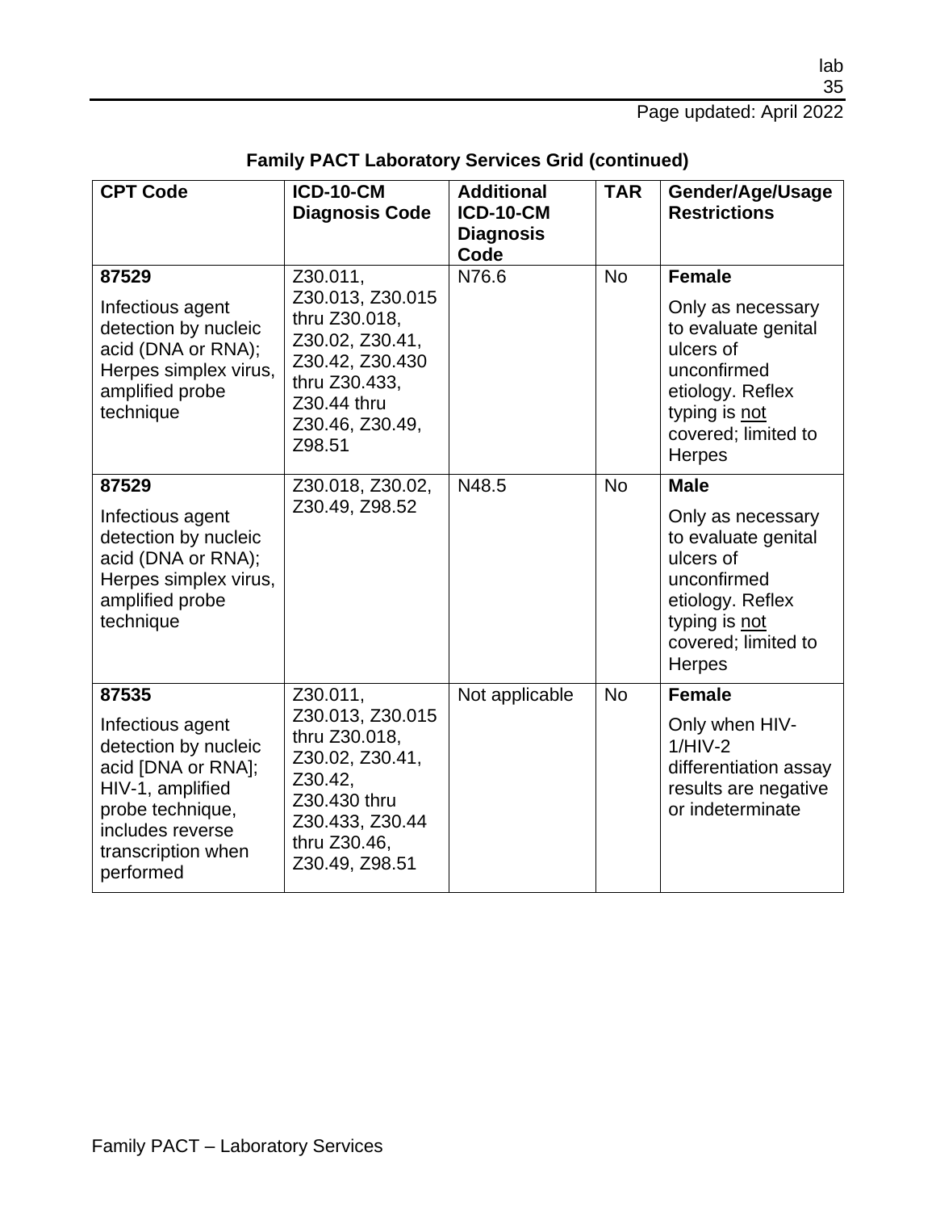Page updated: April 2022

### Family PACT Laboratory Services Grid (continued)

| CPT Code | ICD-10-CM Diagnosis Code | Additional ICD-10-CM Diagnosis Code | TAR | Gender/Age/Usage Restrictions |
|---|---|---|---|---|
| **87529**<br><br>Infectious agent detection by nucleic acid (DNA or RNA); Herpes simplex virus, amplified probe technique | Z30.011, Z30.013, Z30.015 thru Z30.018, Z30.02, Z30.41, Z30.42, Z30.430 thru Z30.433, Z30.44 thru Z30.46, Z30.49, Z98.51 | N76.6 | No | **Female**<br><br>Only as necessary to evaluate genital ulcers of unconfirmed etiology. Reflex typing is <u>not</u> covered; limited to Herpes |
| **87529**<br><br>Infectious agent detection by nucleic acid (DNA or RNA); Herpes simplex virus, amplified probe technique | Z30.018, Z30.02, Z30.49, Z98.52 | N48.5 | No | **Male**<br><br>Only as necessary to evaluate genital ulcers of unconfirmed etiology. Reflex typing is <u>not</u> covered; limited to Herpes |
| **87535**<br><br>Infectious agent detection by nucleic acid [DNA or RNA]; HIV-1, amplified probe technique, includes reverse transcription when performed | Z30.011, Z30.013, Z30.015 thru Z30.018, Z30.02, Z30.41, Z30.42, Z30.430 thru Z30.433, Z30.44 thru Z30.46, Z30.49, Z98.51 | Not applicable | No | **Female**<br><br>Only when HIV-1/HIV-2 differentiation assay results are negative or indeterminate |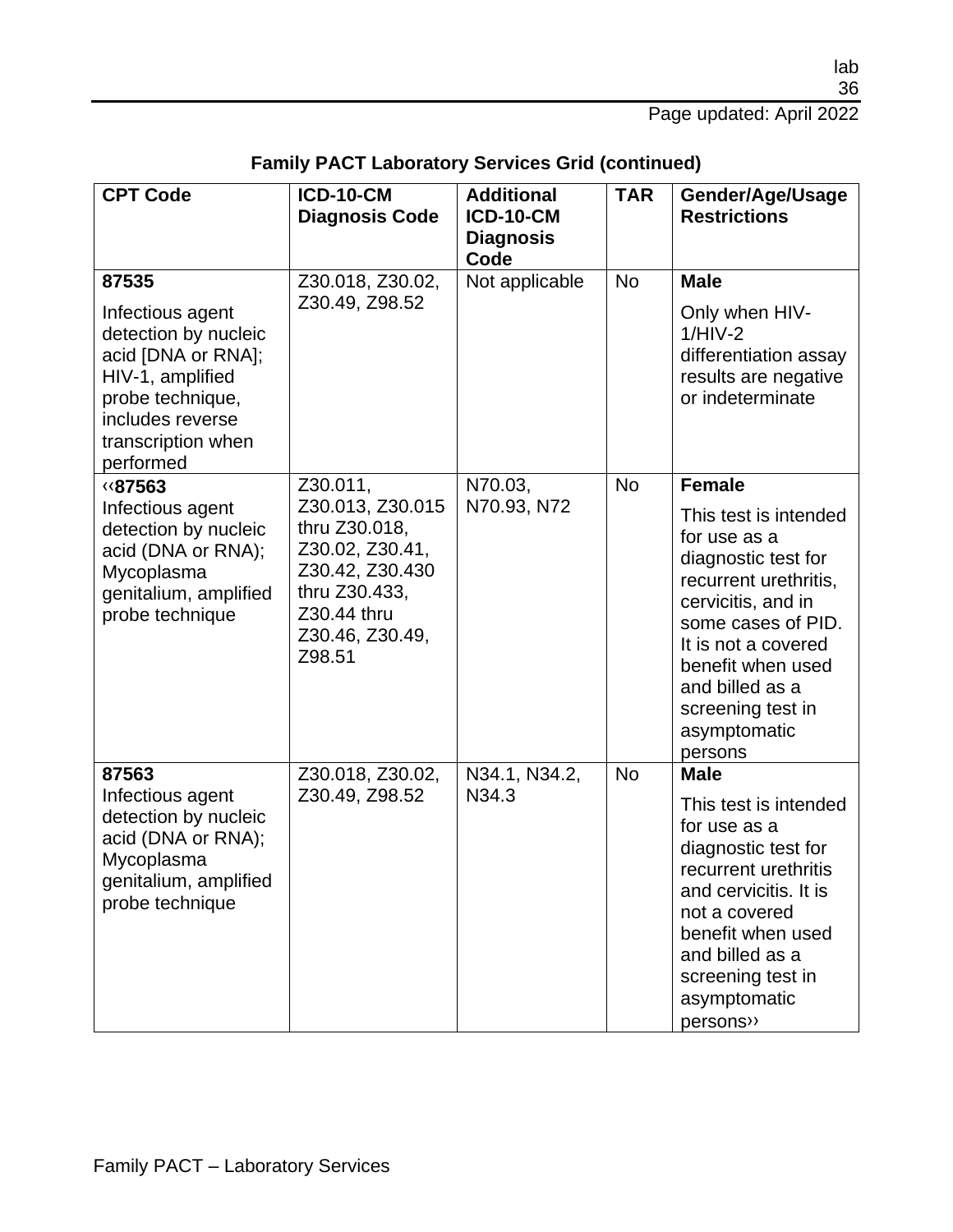Page updated: April 2022

**Family PACT Laboratory Services Grid (continued)**

| CPT Code | ICD-10-CM Diagnosis Code | Additional ICD-10-CM Diagnosis Code | TAR | Gender/Age/Usage Restrictions |
|---|---|---|---|---|
| **87535**<br><br>Infectious agent detection by nucleic acid [DNA or RNA]; HIV-1, amplified probe technique, includes reverse transcription when performed | Z30.018, Z30.02, Z30.49, Z98.52 | Not applicable | No | **Male**<br><br>Only when HIV-1/HIV-2 differentiation assay results are negative or indeterminate |
| ‹‹**87563**<br>Infectious agent detection by nucleic acid (DNA or RNA); Mycoplasma genitalium, amplified probe technique | Z30.011, Z30.013, Z30.015 thru Z30.018, Z30.02, Z30.41, Z30.42, Z30.430 thru Z30.433, Z30.44 thru Z30.46, Z30.49, Z98.51 | N70.03, N70.93, N72 | No | **Female**<br><br>This test is intended for use as a diagnostic test for recurrent urethritis, cervicitis, and in some cases of PID. It is not a covered benefit when used and billed as a screening test in asymptomatic persons |
| **87563**<br>Infectious agent detection by nucleic acid (DNA or RNA); Mycoplasma genitalium, amplified probe technique | Z30.018, Z30.02, Z30.49, Z98.52 | N34.1, N34.2, N34.3 | No | **Male**<br><br>This test is intended for use as a diagnostic test for recurrent urethritis and cervicitis. It is not a covered benefit when used and billed as a screening test in asymptomatic persons›› |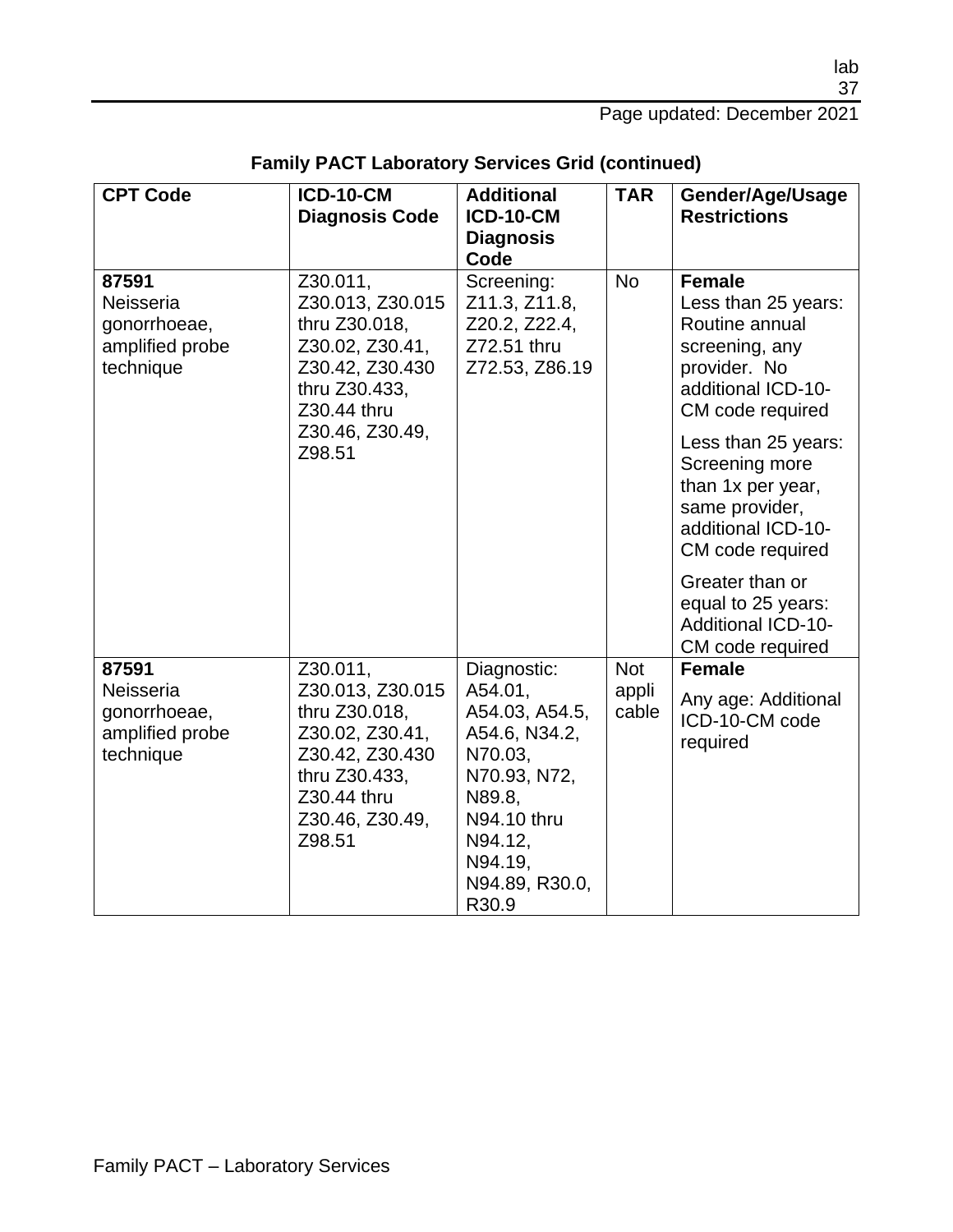**Family PACT Laboratory Services Grid (continued)**

| CPT Code | ICD-10-CM Diagnosis Code | Additional ICD-10-CM Diagnosis Code | TAR | Gender/Age/Usage Restrictions |
|---|---|---|---|---|
| **87591** Neisseria gonorrhoeae, amplified probe technique | Z30.011, Z30.013, Z30.015 thru Z30.018, Z30.02, Z30.41, Z30.42, Z30.430 thru Z30.433, Z30.44 thru Z30.46, Z30.49, Z98.51 | Screening: Z11.3, Z11.8, Z20.2, Z22.4, Z72.51 thru Z72.53, Z86.19 | No | **Female** Less than 25 years: Routine annual screening, any provider. No additional ICD-10-CM code required<br><br>Less than 25 years: Screening more than 1x per year, same provider, additional ICD-10-CM code required<br><br>Greater than or equal to 25 years: Additional ICD-10-CM code required |
| **87591** Neisseria gonorrhoeae, amplified probe technique | Z30.011, Z30.013, Z30.015 thru Z30.018, Z30.02, Z30.41, Z30.42, Z30.430 thru Z30.433, Z30.44 thru Z30.46, Z30.49, Z98.51 | Diagnostic: A54.01, A54.03, A54.5, A54.6, N34.2, N70.03, N70.93, N72, N89.8, N94.10 thru N94.12, N94.19, N94.89, R30.0, R30.9 | Not applicable | **Female** Any age: Additional ICD-10-CM code required |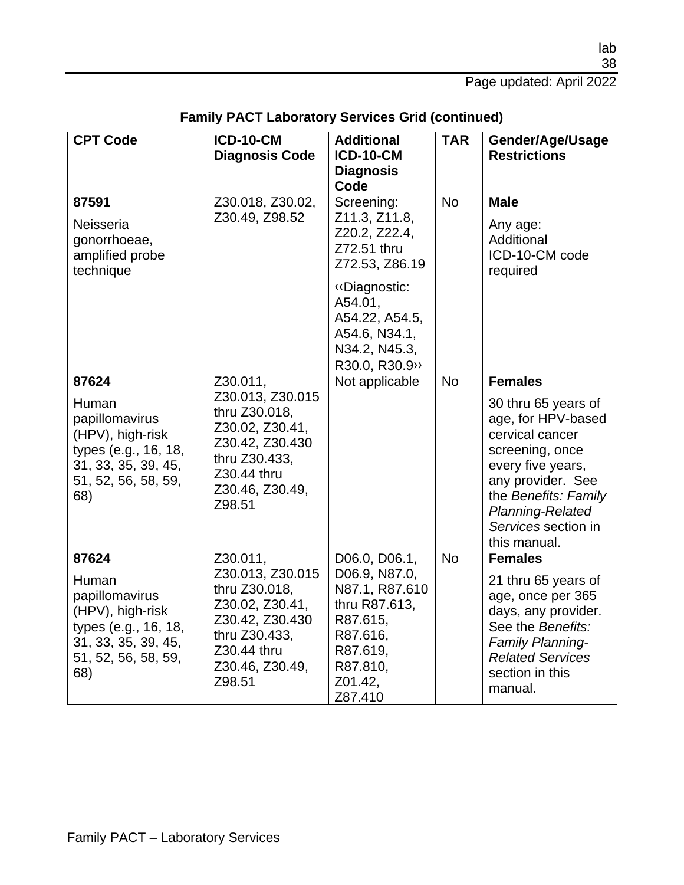**Family PACT Laboratory Services Grid (continued)**

| CPT Code | ICD-10-CM Diagnosis Code | Additional ICD-10-CM Diagnosis Code | TAR | Gender/Age/Usage Restrictions |
|---|---|---|---|---|
| **87591**<br>Neisseria gonorrhoeae, amplified probe technique | Z30.018, Z30.02, Z30.49, Z98.52 | Screening: Z11.3, Z11.8, Z20.2, Z22.4, Z72.51 thru Z72.53, Z86.19<br>‹‹Diagnostic: A54.01, A54.22, A54.5, A54.6, N34.1, N34.2, N45.3, R30.0, R30.9›› | No | **Male**<br>Any age: Additional ICD-10-CM code required |
| **87624**<br>Human papillomavirus (HPV), high-risk types (e.g., 16, 18, 31, 33, 35, 39, 45, 51, 52, 56, 58, 59, 68) | Z30.011, Z30.013, Z30.015 thru Z30.018, Z30.02, Z30.41, Z30.42, Z30.430 thru Z30.433, Z30.44 thru Z30.46, Z30.49, Z98.51 | Not applicable | No | **Females**<br>30 thru 65 years of age, for HPV-based cervical cancer screening, once every five years, any provider. See the *Benefits: Family Planning-Related Services* section in this manual. |
| **87624**<br>Human papillomavirus (HPV), high-risk types (e.g., 16, 18, 31, 33, 35, 39, 45, 51, 52, 56, 58, 59, 68) | Z30.011, Z30.013, Z30.015 thru Z30.018, Z30.02, Z30.41, Z30.42, Z30.430 thru Z30.433, Z30.44 thru Z30.46, Z30.49, Z98.51 | D06.0, D06.1, D06.9, N87.0, N87.1, R87.610 thru R87.613, R87.615, R87.616, R87.619, R87.810, Z01.42, Z87.410 | No | **Females**<br>21 thru 65 years of age, once per 365 days, any provider. See the *Benefits: Family Planning-Related Services* section in this manual. |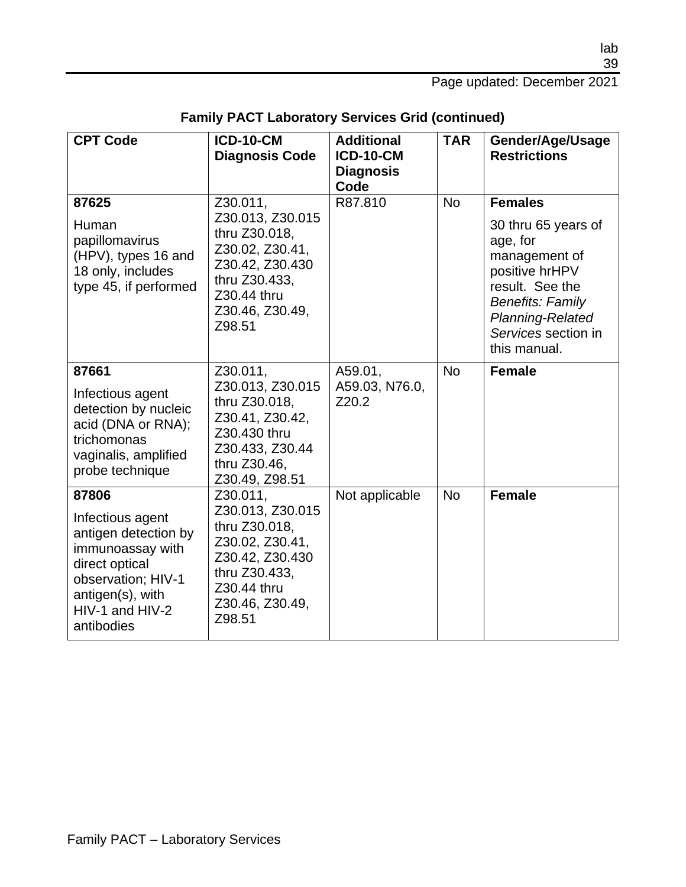**Family PACT Laboratory Services Grid (continued)**

| CPT Code | ICD-10-CM Diagnosis Code | Additional ICD-10-CM Diagnosis Code | TAR | Gender/Age/Usage Restrictions |
|---|---|---|---|---|
| **87625** Human papillomavirus (HPV), types 16 and 18 only, includes type 45, if performed | Z30.011, Z30.013, Z30.015 thru Z30.018, Z30.02, Z30.41, Z30.42, Z30.430 thru Z30.433, Z30.44 thru Z30.46, Z30.49, Z98.51 | R87.810 | No | **Females** 30 thru 65 years of age, for management of positive hrHPV result. See the *Benefits: Family Planning-Related Services* section in this manual. |
| **87661** Infectious agent detection by nucleic acid (DNA or RNA); trichomonas vaginalis, amplified probe technique | Z30.011, Z30.013, Z30.015 thru Z30.018, Z30.41, Z30.42, Z30.430 thru Z30.433, Z30.44 thru Z30.46, Z30.49, Z98.51 | A59.01, A59.03, N76.0, Z20.2 | No | **Female** |
| **87806** Infectious agent antigen detection by immunoassay with direct optical observation; HIV-1 antigen(s), with HIV-1 and HIV-2 antibodies | Z30.011, Z30.013, Z30.015 thru Z30.018, Z30.02, Z30.41, Z30.42, Z30.430 thru Z30.433, Z30.44 thru Z30.46, Z30.49, Z98.51 | Not applicable | No | **Female** |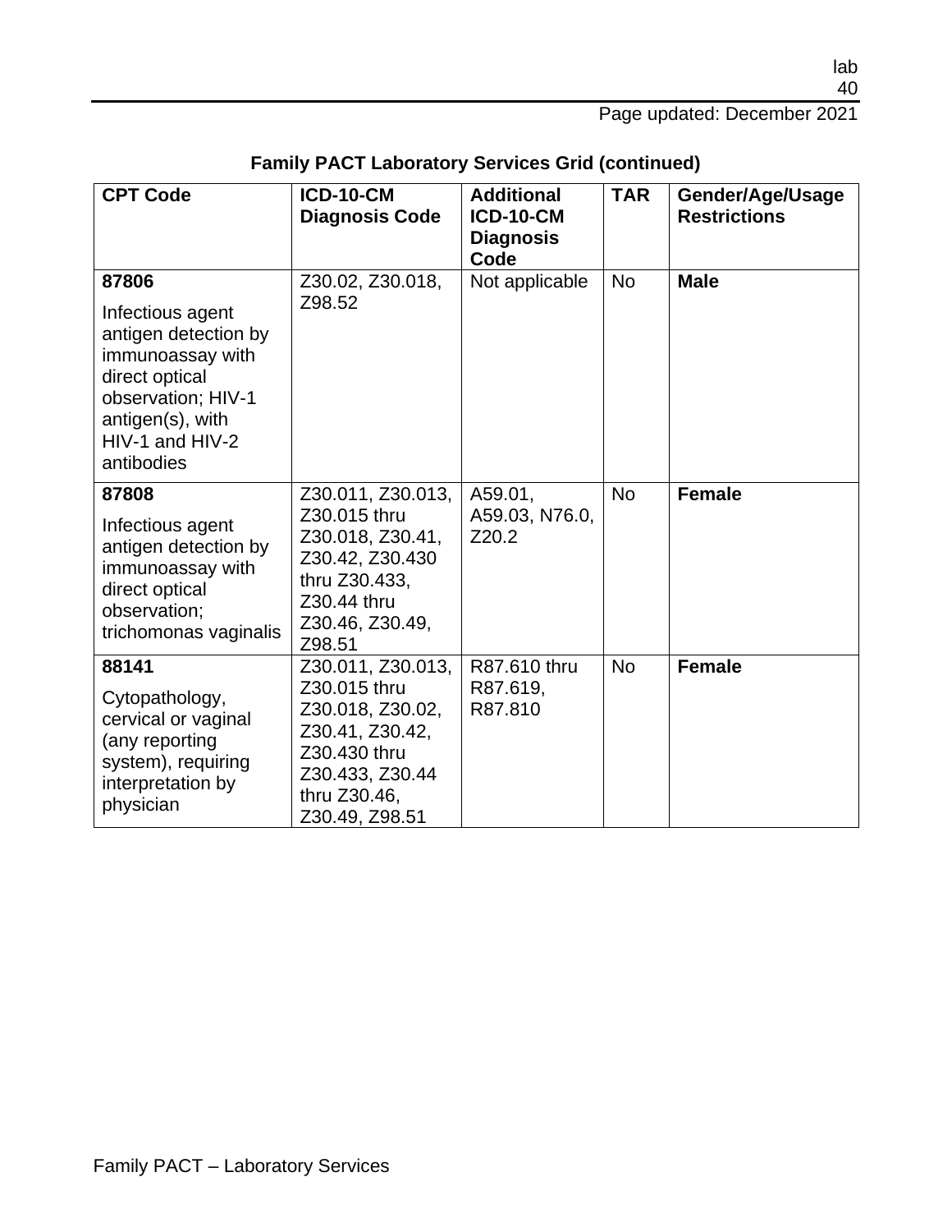**Family PACT Laboratory Services Grid (continued)**

| CPT Code | ICD-10-CM Diagnosis Code | Additional ICD-10-CM Diagnosis Code | TAR | Gender/Age/Usage Restrictions |
|---|---|---|---|---|
| **87806**<br>Infectious agent antigen detection by immunoassay with direct optical observation; HIV-1 antigen(s), with HIV-1 and HIV-2 antibodies | Z30.02, Z30.018, Z98.52 | Not applicable | No | **Male** |
| **87808**<br>Infectious agent antigen detection by immunoassay with direct optical observation; trichomonas vaginalis | Z30.011, Z30.013, Z30.015 thru Z30.018, Z30.41, Z30.42, Z30.430 thru Z30.433, Z30.44 thru Z30.46, Z30.49, Z98.51 | A59.01, A59.03, N76.0, Z20.2 | No | **Female** |
| **88141**<br>Cytopathology, cervical or vaginal (any reporting system), requiring interpretation by physician | Z30.011, Z30.013, Z30.015 thru Z30.018, Z30.02, Z30.41, Z30.42, Z30.430 thru Z30.433, Z30.44 thru Z30.46, Z30.49, Z98.51 | R87.610 thru R87.619, R87.810 | No | **Female** |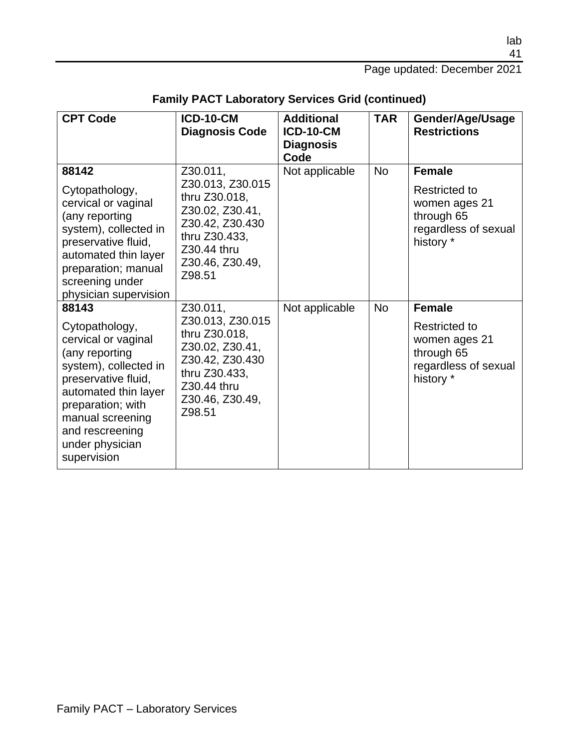**Family PACT Laboratory Services Grid (continued)**

| CPT Code | ICD-10-CM Diagnosis Code | Additional ICD-10-CM Diagnosis Code | TAR | Gender/Age/Usage Restrictions |
|---|---|---|---|---|
| **88142**<br><br>Cytopathology, cervical or vaginal (any reporting system), collected in preservative fluid, automated thin layer preparation; manual screening under physician supervision | Z30.011, Z30.013, Z30.015 thru Z30.018, Z30.02, Z30.41, Z30.42, Z30.430 thru Z30.433, Z30.44 thru Z30.46, Z30.49, Z98.51 | Not applicable | No | **Female**<br><br>Restricted to women ages 21 through 65 regardless of sexual history * |
| **88143**<br><br>Cytopathology, cervical or vaginal (any reporting system), collected in preservative fluid, automated thin layer preparation; with manual screening and rescreening under physician supervision | Z30.011, Z30.013, Z30.015 thru Z30.018, Z30.02, Z30.41, Z30.42, Z30.430 thru Z30.433, Z30.44 thru Z30.46, Z30.49, Z98.51 | Not applicable | No | **Female**<br><br>Restricted to women ages 21 through 65 regardless of sexual history * |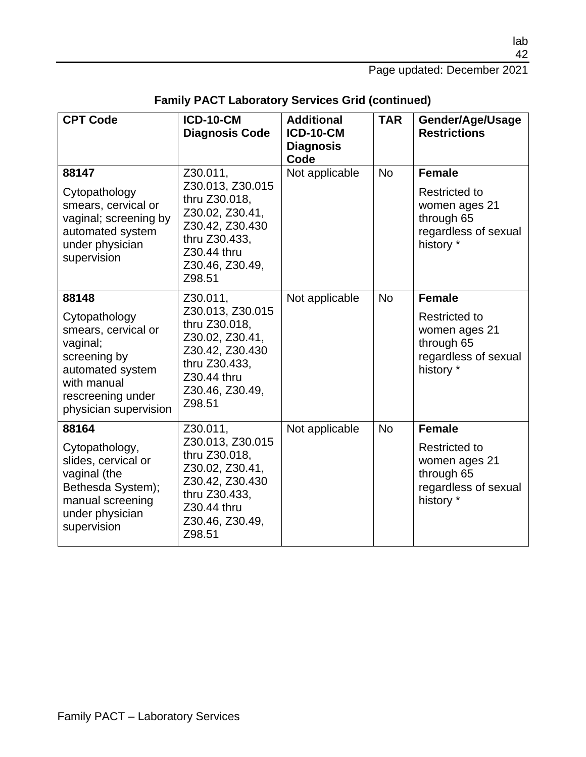**Family PACT Laboratory Services Grid (continued)**

| CPT Code | ICD-10-CM Diagnosis Code | Additional ICD-10-CM Diagnosis Code | TAR | Gender/Age/Usage Restrictions |
|---|---|---|---|---|
| **88147** Cytopathology smears, cervical or vaginal; screening by automated system under physician supervision | Z30.011, Z30.013, Z30.015 thru Z30.018, Z30.02, Z30.41, Z30.42, Z30.430 thru Z30.433, Z30.44 thru Z30.46, Z30.49, Z98.51 | Not applicable | No | **Female** Restricted to women ages 21 through 65 regardless of sexual history * |
| **88148** Cytopathology smears, cervical or vaginal; screening by automated system with manual rescreening under physician supervision | Z30.011, Z30.013, Z30.015 thru Z30.018, Z30.02, Z30.41, Z30.42, Z30.430 thru Z30.433, Z30.44 thru Z30.46, Z30.49, Z98.51 | Not applicable | No | **Female** Restricted to women ages 21 through 65 regardless of sexual history * |
| **88164** Cytopathology, slides, cervical or vaginal (the Bethesda System); manual screening under physician supervision | Z30.011, Z30.013, Z30.015 thru Z30.018, Z30.02, Z30.41, Z30.42, Z30.430 thru Z30.433, Z30.44 thru Z30.46, Z30.49, Z98.51 | Not applicable | No | **Female** Restricted to women ages 21 through 65 regardless of sexual history * |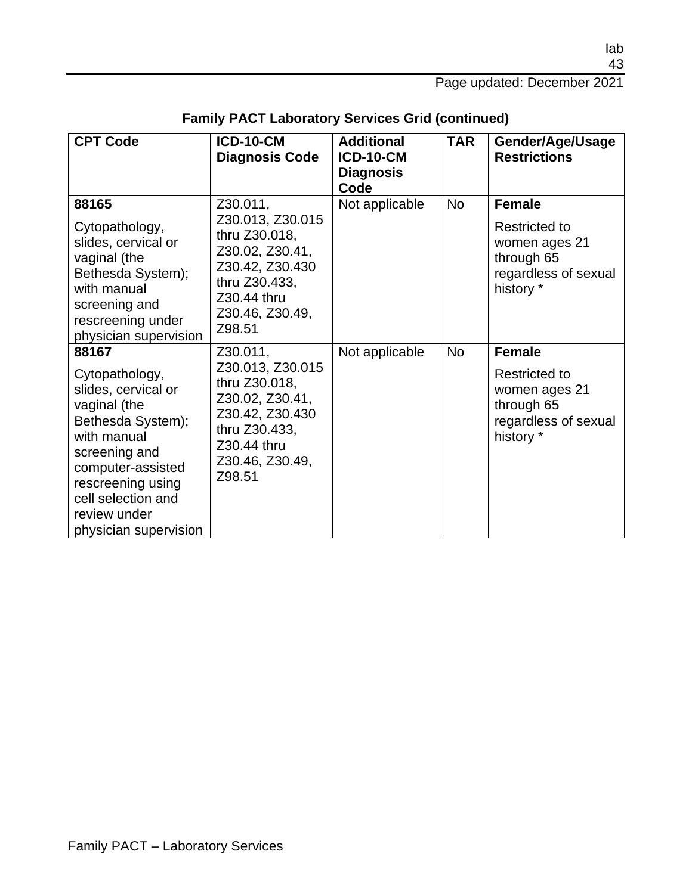**Family PACT Laboratory Services Grid (continued)**

| CPT Code | ICD-10-CM Diagnosis Code | Additional ICD-10-CM Diagnosis Code | TAR | Gender/Age/Usage Restrictions |
|---|---|---|---|---|
| **88165**<br><br>Cytopathology, slides, cervical or vaginal (the Bethesda System); with manual screening and rescreening under physician supervision | Z30.011, Z30.013, Z30.015 thru Z30.018, Z30.02, Z30.41, Z30.42, Z30.430 thru Z30.433, Z30.44 thru Z30.46, Z30.49, Z98.51 | Not applicable | No | **Female**<br><br>Restricted to women ages 21 through 65 regardless of sexual history * |
| **88167**<br><br>Cytopathology, slides, cervical or vaginal (the Bethesda System); with manual screening and computer-assisted rescreening using cell selection and review under physician supervision | Z30.011, Z30.013, Z30.015 thru Z30.018, Z30.02, Z30.41, Z30.42, Z30.430 thru Z30.433, Z30.44 thru Z30.46, Z30.49, Z98.51 | Not applicable | No | **Female**<br><br>Restricted to women ages 21 through 65 regardless of sexual history * |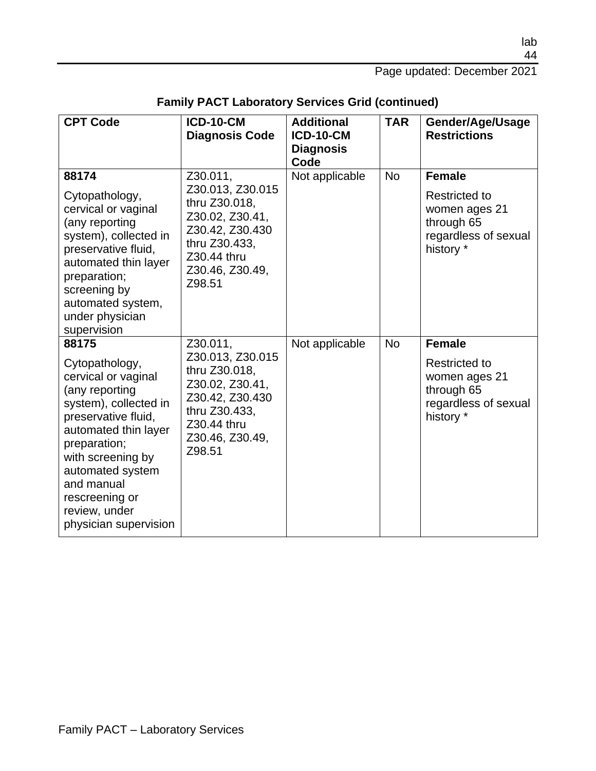**Family PACT Laboratory Services Grid (continued)**

| CPT Code | ICD-10-CM Diagnosis Code | Additional ICD-10-CM Diagnosis Code | TAR | Gender/Age/Usage Restrictions |
|---|---|---|---|---|
| **88174** Cytopathology, cervical or vaginal (any reporting system), collected in preservative fluid, automated thin layer preparation; screening by automated system, under physician supervision | Z30.011, Z30.013, Z30.015 thru Z30.018, Z30.02, Z30.41, Z30.42, Z30.430 thru Z30.433, Z30.44 thru Z30.46, Z30.49, Z98.51 | Not applicable | No | **Female** Restricted to women ages 21 through 65 regardless of sexual history * |
| **88175** Cytopathology, cervical or vaginal (any reporting system), collected in preservative fluid, automated thin layer preparation; with screening by automated system and manual rescreening or review, under physician supervision | Z30.011, Z30.013, Z30.015 thru Z30.018, Z30.02, Z30.41, Z30.42, Z30.430 thru Z30.433, Z30.44 thru Z30.46, Z30.49, Z98.51 | Not applicable | No | **Female** Restricted to women ages 21 through 65 regardless of sexual history * |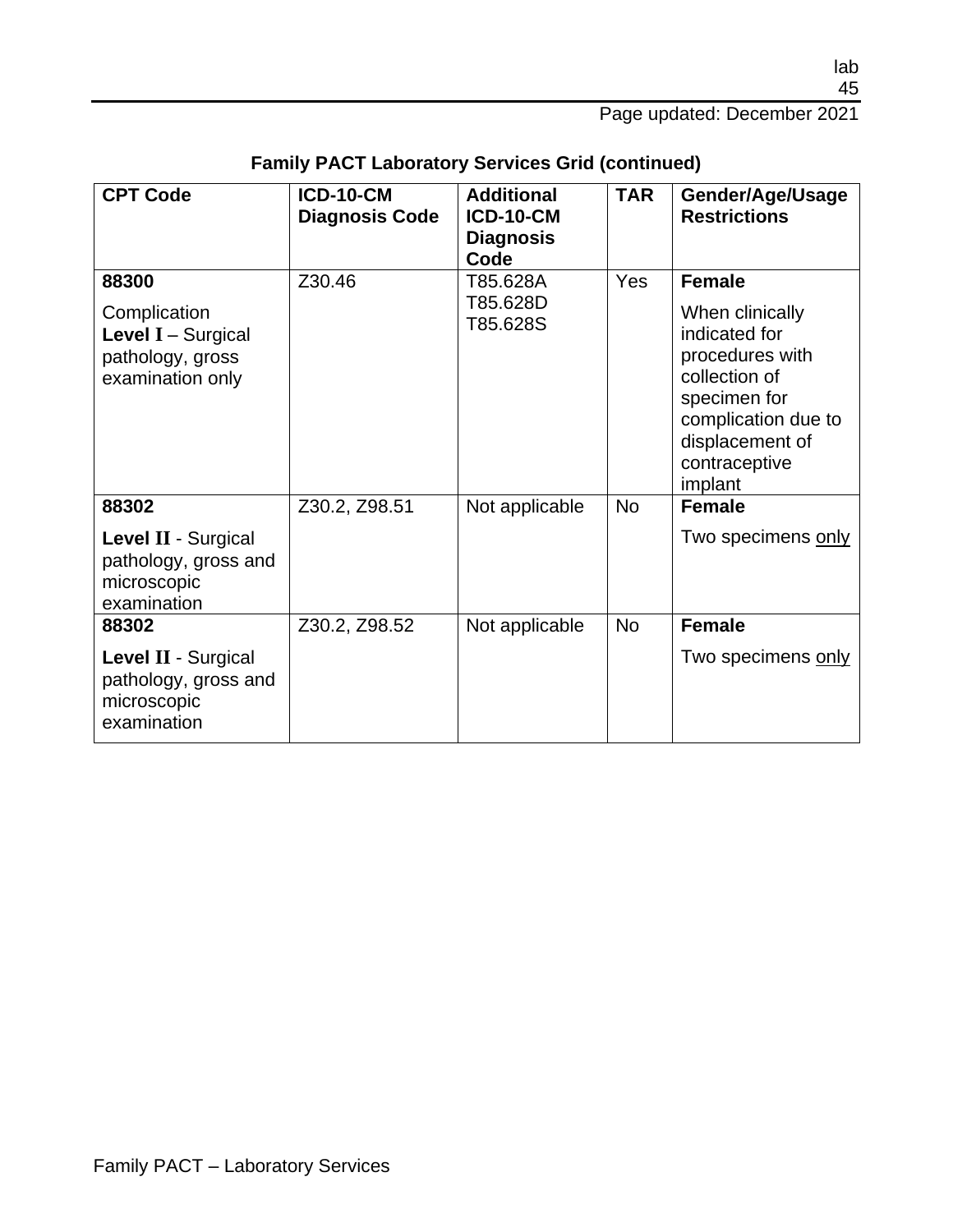Page updated: December 2021

## Family PACT Laboratory Services Grid (continued)

| CPT Code | ICD-10-CM Diagnosis Code | Additional ICD-10-CM Diagnosis Code | TAR | Gender/Age/Usage Restrictions |
|---|---|---|---|---|
| **88300**<br><br>Complication **Level I** – Surgical pathology, gross examination only | Z30.46 | T85.628A<br>T85.628D<br>T85.628S | Yes | **Female**<br><br>When clinically indicated for procedures with collection of specimen for complication due to displacement of contraceptive implant |
| **88302**<br><br>**Level II** - Surgical pathology, gross and microscopic examination | Z30.2, Z98.51 | Not applicable | No | **Female**<br><br>Two specimens <u>only</u> |
| **88302**<br><br>**Level II** - Surgical pathology, gross and microscopic examination | Z30.2, Z98.52 | Not applicable | No | **Female**<br><br>Two specimens <u>only</u> |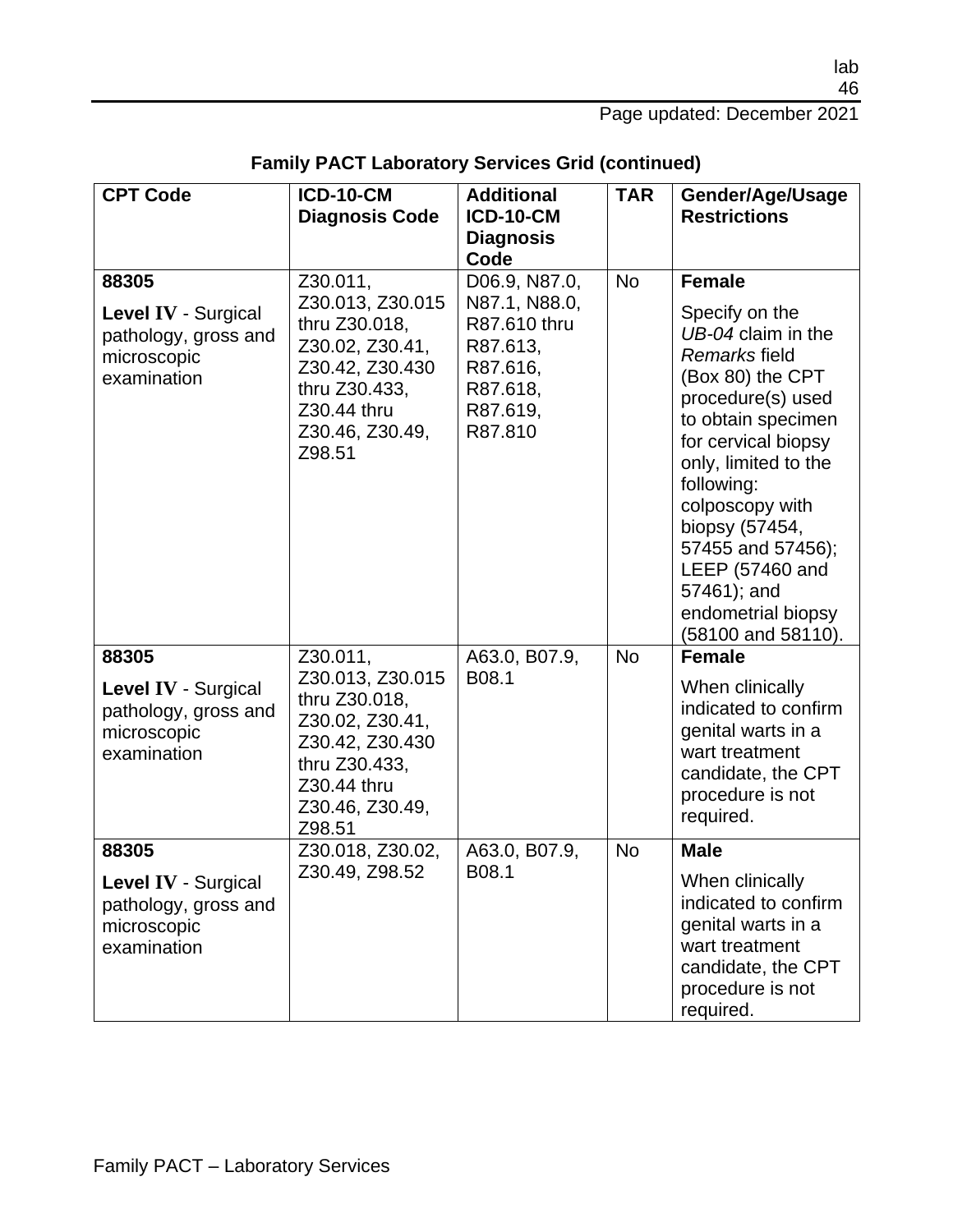Page updated: December 2021

**Family PACT Laboratory Services Grid (continued)**

| CPT Code | ICD-10-CM Diagnosis Code | Additional ICD-10-CM Diagnosis Code | TAR | Gender/Age/Usage Restrictions |
|---|---|---|---|---|
| **88305** **Level IV** - Surgical pathology, gross and microscopic examination | Z30.011, Z30.013, Z30.015 thru Z30.018, Z30.02, Z30.41, Z30.42, Z30.430 thru Z30.433, Z30.44 thru Z30.46, Z30.49, Z98.51 | D06.9, N87.0, N87.1, N88.0, R87.610 thru R87.613, R87.616, R87.618, R87.619, R87.810 | No | **Female** Specify on the *UB-04* claim in the *Remarks* field (Box 80) the CPT procedure(s) used to obtain specimen for cervical biopsy only, limited to the following: colposcopy with biopsy (57454, 57455 and 57456); LEEP (57460 and 57461); and endometrial biopsy (58100 and 58110). |
| **88305** **Level IV** - Surgical pathology, gross and microscopic examination | Z30.011, Z30.013, Z30.015 thru Z30.018, Z30.02, Z30.41, Z30.42, Z30.430 thru Z30.433, Z30.44 thru Z30.46, Z30.49, Z98.51 | A63.0, B07.9, B08.1 | No | **Female** When clinically indicated to confirm genital warts in a wart treatment candidate, the CPT procedure is not required. |
| **88305** **Level IV** - Surgical pathology, gross and microscopic examination | Z30.018, Z30.02, Z30.49, Z98.52 | A63.0, B07.9, B08.1 | No | **Male** When clinically indicated to confirm genital warts in a wart treatment candidate, the CPT procedure is not required. |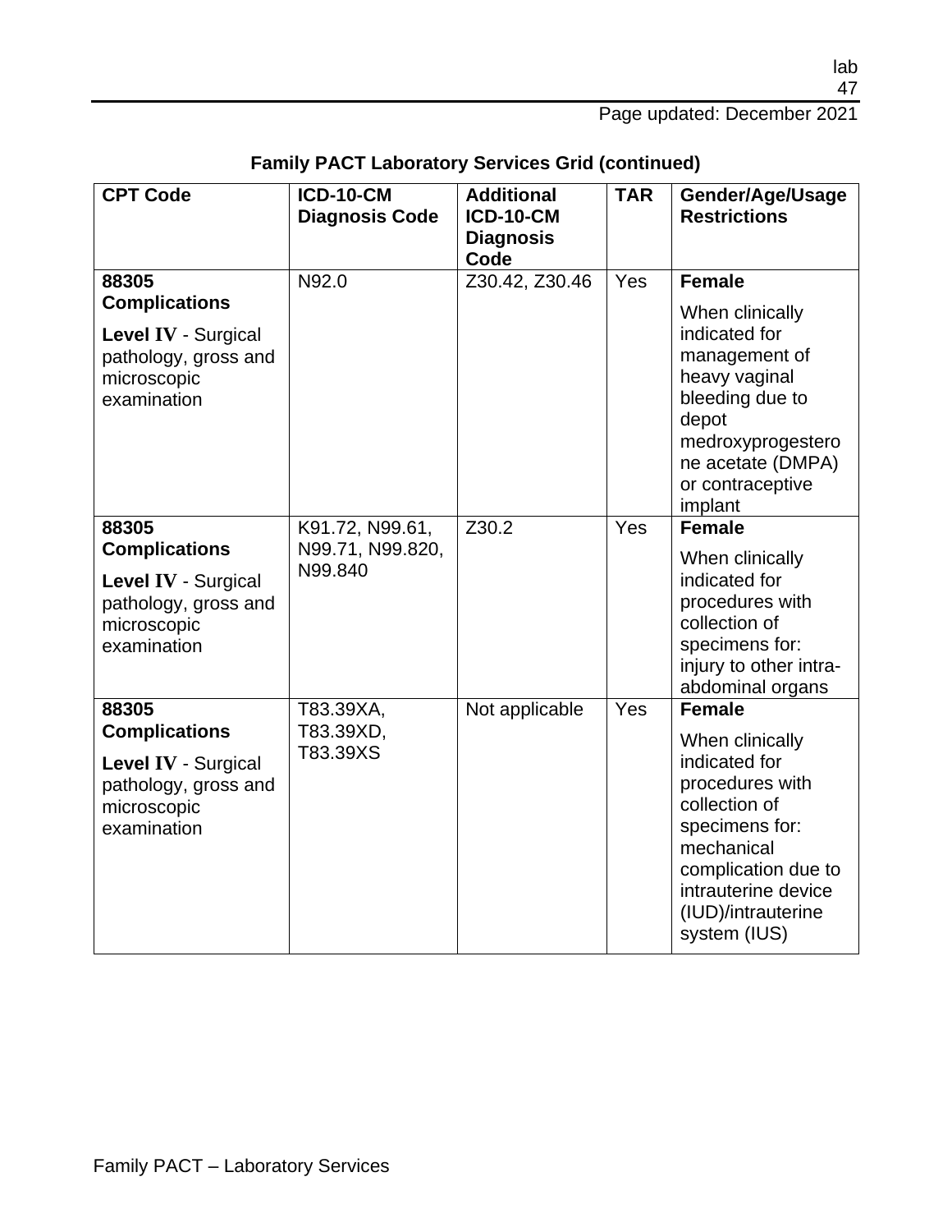**Family PACT Laboratory Services Grid (continued)**

| CPT Code | ICD-10-CM Diagnosis Code | Additional ICD-10-CM Diagnosis Code | TAR | Gender/Age/Usage Restrictions |
|---|---|---|---|---|
| **88305 Complications**<br><br>**Level IV** - Surgical pathology, gross and microscopic examination | N92.0 | Z30.42, Z30.46 | Yes | **Female**<br><br>When clinically indicated for management of heavy vaginal bleeding due to depot medroxyprogesterone acetate (DMPA) or contraceptive implant |
| **88305 Complications**<br><br>**Level IV** - Surgical pathology, gross and microscopic examination | K91.72, N99.61, N99.71, N99.820, N99.840 | Z30.2 | Yes | **Female**<br><br>When clinically indicated for procedures with collection of specimens for: injury to other intra-abdominal organs |
| **88305 Complications**<br><br>**Level IV** - Surgical pathology, gross and microscopic examination | T83.39XA, T83.39XD, T83.39XS | Not applicable | Yes | **Female**<br><br>When clinically indicated for procedures with collection of specimens for: mechanical complication due to intrauterine device (IUD)/intrauterine system (IUS) |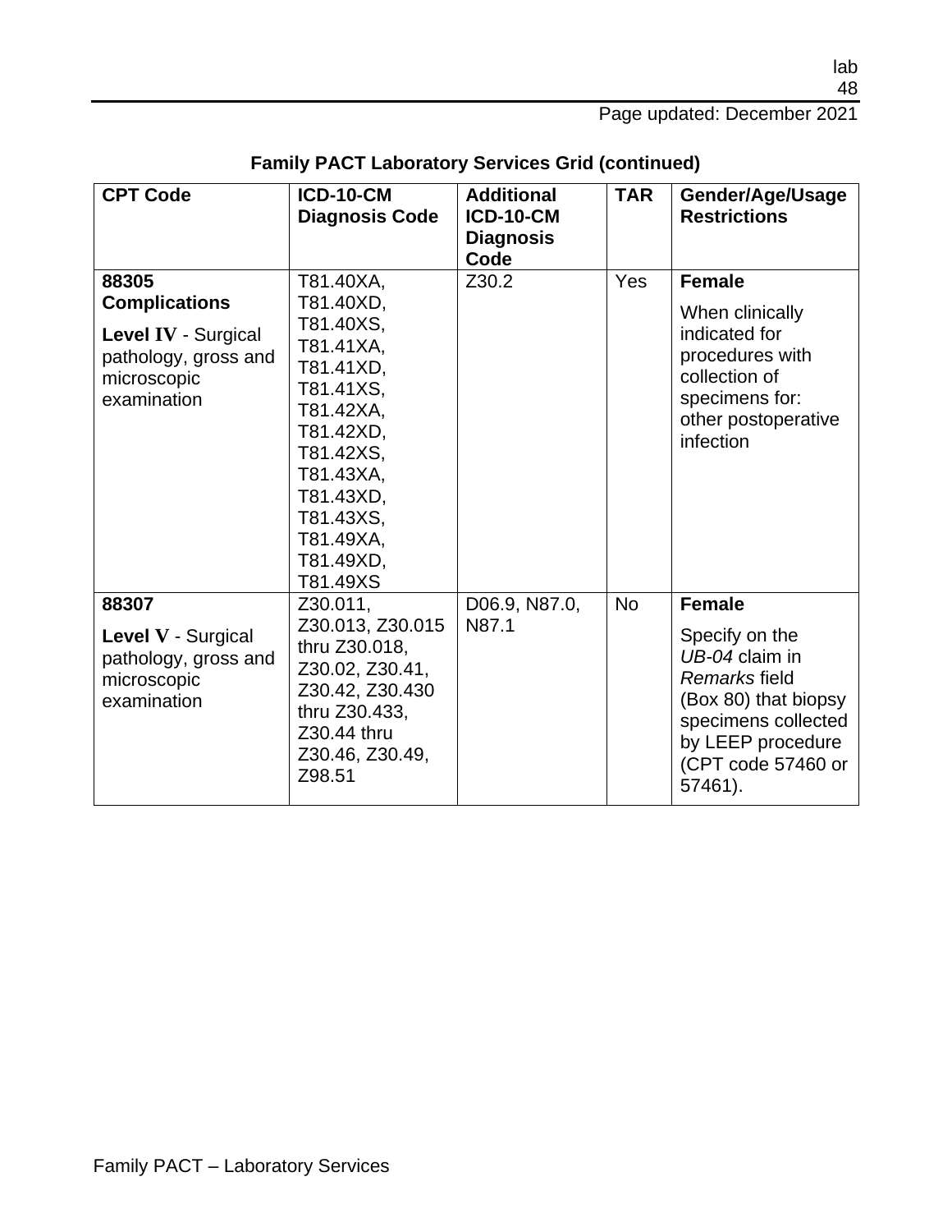### Family PACT Laboratory Services Grid (continued)

| CPT Code | ICD-10-CM Diagnosis Code | Additional ICD-10-CM Diagnosis Code | TAR | Gender/Age/Usage Restrictions |
|---|---|---|---|---|
| **88305 Complications** **Level IV** - Surgical pathology, gross and microscopic examination | T81.40XA, T81.40XD, T81.40XS, T81.41XA, T81.41XD, T81.41XS, T81.42XA, T81.42XD, T81.42XS, T81.43XA, T81.43XD, T81.43XS, T81.49XA, T81.49XD, T81.49XS | Z30.2 | Yes | **Female** When clinically indicated for procedures with collection of specimens for: other postoperative infection |
| **88307** **Level V** - Surgical pathology, gross and microscopic examination | Z30.011, Z30.013, Z30.015 thru Z30.018, Z30.02, Z30.41, Z30.42, Z30.430 thru Z30.433, Z30.44 thru Z30.46, Z30.49, Z98.51 | D06.9, N87.0, N87.1 | No | **Female** Specify on the *UB-04* claim in *Remarks* field (Box 80) that biopsy specimens collected by LEEP procedure (CPT code 57460 or 57461). |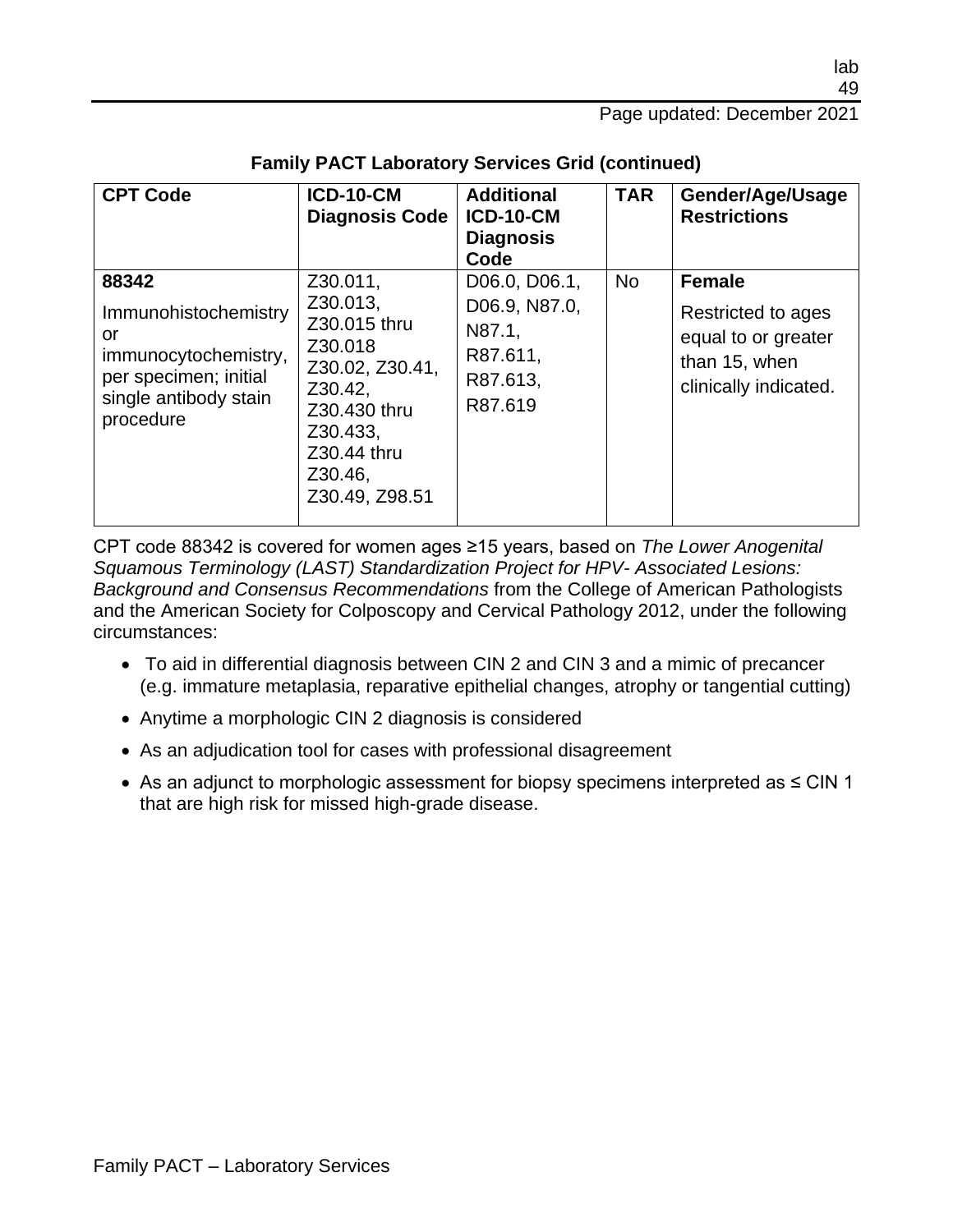**Family PACT Laboratory Services Grid (continued)**

| CPT Code | ICD-10-CM Diagnosis Code | Additional ICD-10-CM Diagnosis Code | TAR | Gender/Age/Usage Restrictions |
|---|---|---|---|---|
| **88342** Immunohistochemistry or immunocytochemistry, per specimen; initial single antibody stain procedure | Z30.011, Z30.013, Z30.015 thru Z30.018 Z30.02, Z30.41, Z30.42, Z30.430 thru Z30.433, Z30.44 thru Z30.46, Z30.49, Z98.51 | D06.0, D06.1, D06.9, N87.0, N87.1, R87.611, R87.613, R87.619 | No | **Female** Restricted to ages equal to or greater than 15, when clinically indicated. |

CPT code 88342 is covered for women ages ≥15 years, based on *The Lower Anogenital Squamous Terminology (LAST) Standardization Project for HPV- Associated Lesions: Background and Consensus Recommendations* from the College of American Pathologists and the American Society for Colposcopy and Cervical Pathology 2012, under the following circumstances:

- To aid in differential diagnosis between CIN 2 and CIN 3 and a mimic of precancer (e.g. immature metaplasia, reparative epithelial changes, atrophy or tangential cutting)
- Anytime a morphologic CIN 2 diagnosis is considered
- As an adjudication tool for cases with professional disagreement
- As an adjunct to morphologic assessment for biopsy specimens interpreted as ≤ CIN 1 that are high risk for missed high-grade disease.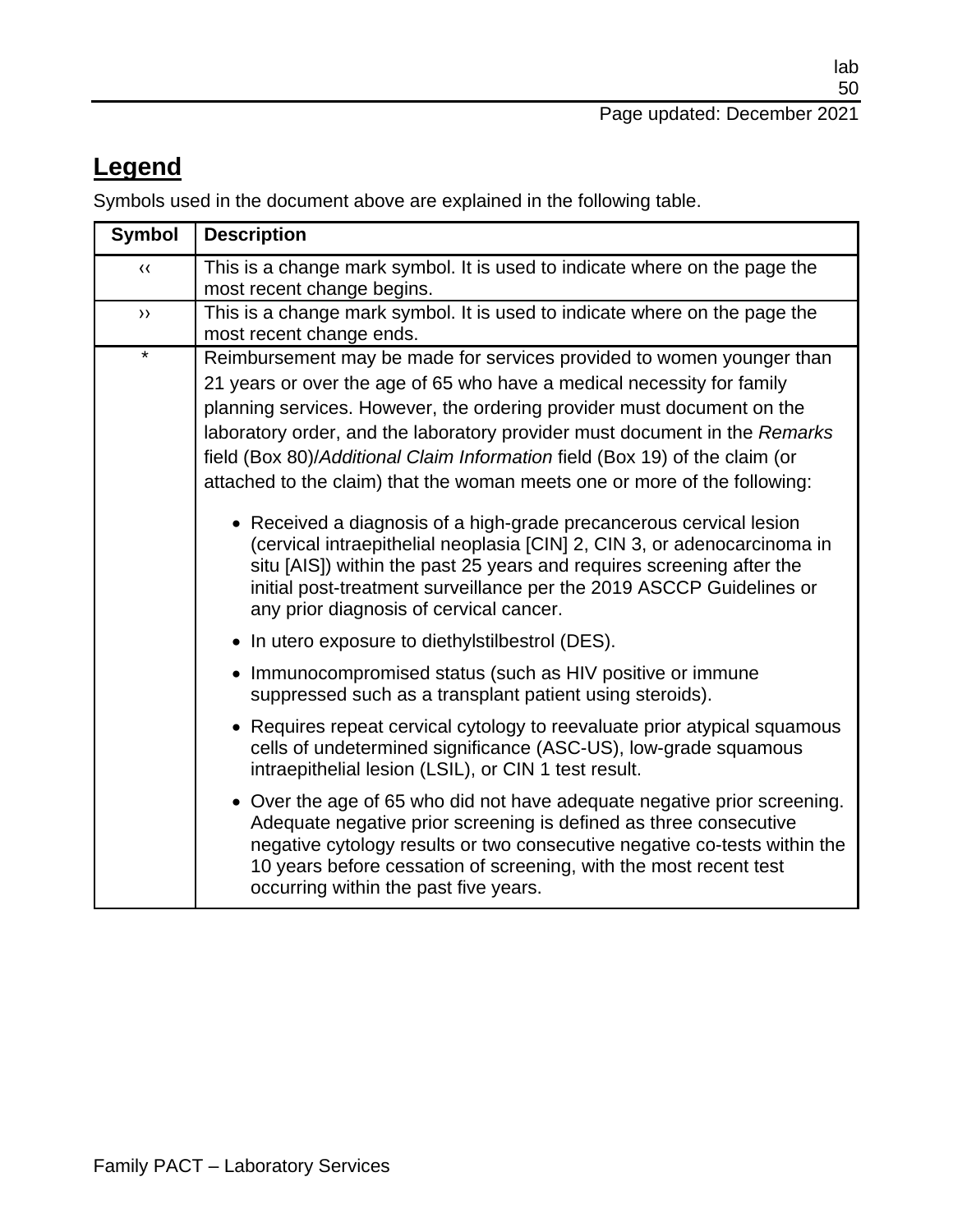## Legend

Symbols used in the document above are explained in the following table.

| Symbol | Description |
|---|---|
| ‹‹ | This is a change mark symbol. It is used to indicate where on the page the most recent change begins. |
| ›› | This is a change mark symbol. It is used to indicate where on the page the most recent change ends. |
| * | Reimbursement may be made for services provided to women younger than 21 years or over the age of 65 who have a medical necessity for family planning services. However, the ordering provider must document on the laboratory order, and the laboratory provider must document in the *Remarks* field (Box 80)/*Additional Claim Information* field (Box 19) of the claim (or attached to the claim) that the woman meets one or more of the following:<br>• Received a diagnosis of a high-grade precancerous cervical lesion (cervical intraepithelial neoplasia [CIN] 2, CIN 3, or adenocarcinoma in situ [AIS]) within the past 25 years and requires screening after the initial post-treatment surveillance per the 2019 ASCCP Guidelines or any prior diagnosis of cervical cancer.<br>• In utero exposure to diethylstilbestrol (DES).<br>• Immunocompromised status (such as HIV positive or immune suppressed such as a transplant patient using steroids).<br>• Requires repeat cervical cytology to reevaluate prior atypical squamous cells of undetermined significance (ASC-US), low-grade squamous intraepithelial lesion (LSIL), or CIN 1 test result.<br>• Over the age of 65 who did not have adequate negative prior screening. Adequate negative prior screening is defined as three consecutive negative cytology results or two consecutive negative co-tests within the 10 years before cessation of screening, with the most recent test occurring within the past five years. |